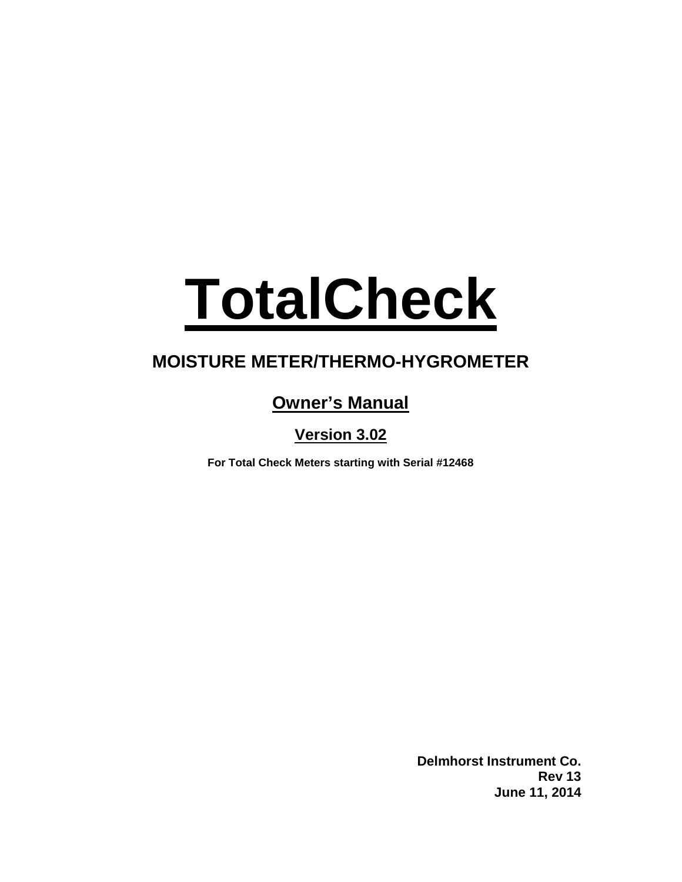# TotalCheck

## MOISTURE METER/THERMO-HYGROMETER

### Owner's Manual

### Version 3.02

**For Total Check Meters starting with Serial #12468**

**Delmhorst Instrument Co.**
**Rev 13**
**June 11, 2014**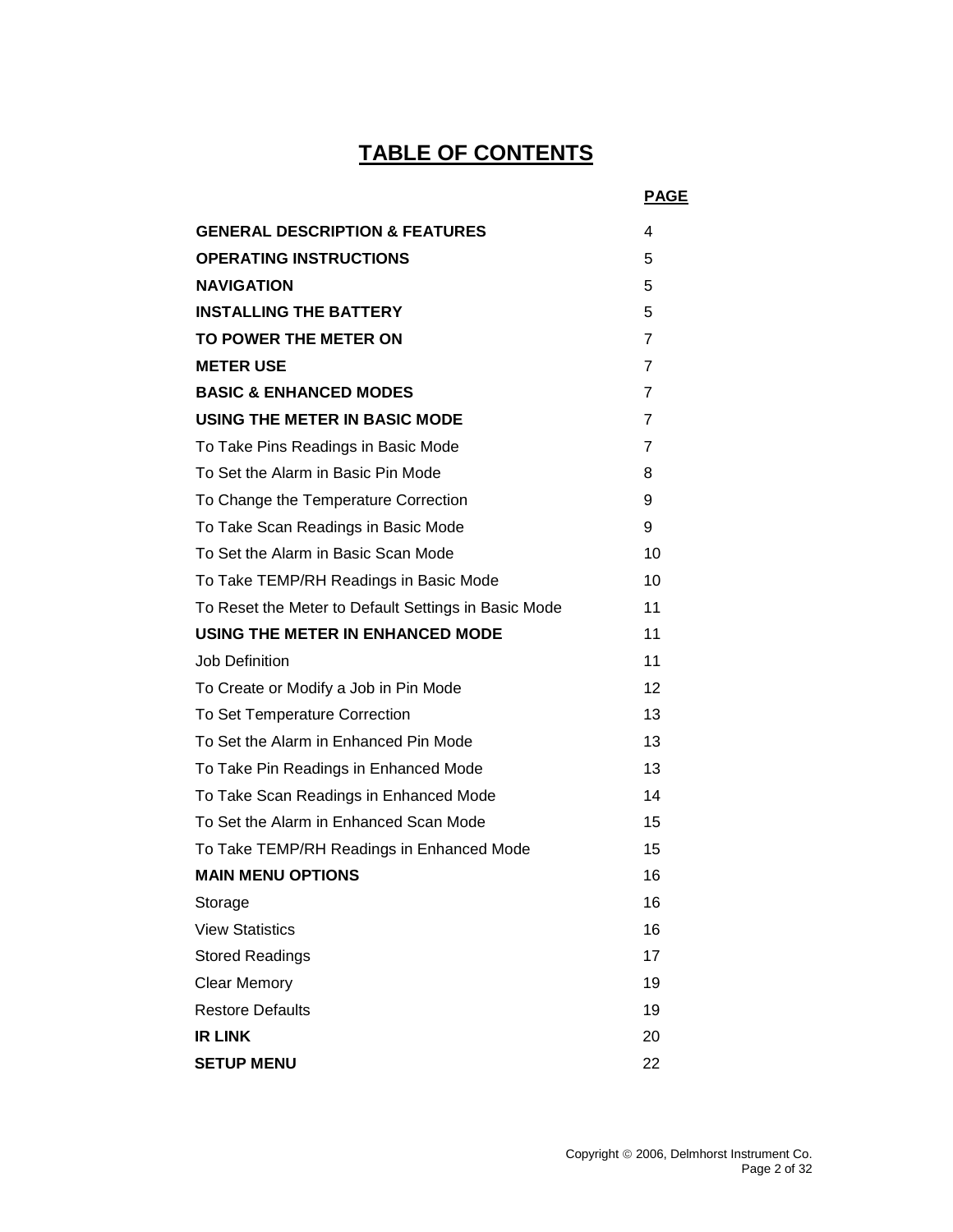# TABLE OF CONTENTS

| | PAGE |
|---|---|
| **GENERAL DESCRIPTION & FEATURES** | 4 |
| **OPERATING INSTRUCTIONS** | 5 |
| **NAVIGATION** | 5 |
| **INSTALLING THE BATTERY** | 5 |
| **TO POWER THE METER ON** | 7 |
| **METER USE** | 7 |
| **BASIC & ENHANCED MODES** | 7 |
| **USING THE METER IN BASIC MODE** | 7 |
| To Take Pins Readings in Basic Mode | 7 |
| To Set the Alarm in Basic Pin Mode | 8 |
| To Change the Temperature Correction | 9 |
| To Take Scan Readings in Basic Mode | 9 |
| To Set the Alarm in Basic Scan Mode | 10 |
| To Take TEMP/RH Readings in Basic Mode | 10 |
| To Reset the Meter to Default Settings in Basic Mode | 11 |
| **USING THE METER IN ENHANCED MODE** | 11 |
| Job Definition | 11 |
| To Create or Modify a Job in Pin Mode | 12 |
| To Set Temperature Correction | 13 |
| To Set the Alarm in Enhanced Pin Mode | 13 |
| To Take Pin Readings in Enhanced Mode | 13 |
| To Take Scan Readings in Enhanced Mode | 14 |
| To Set the Alarm in Enhanced Scan Mode | 15 |
| To Take TEMP/RH Readings in Enhanced Mode | 15 |
| **MAIN MENU OPTIONS** | 16 |
| Storage | 16 |
| View Statistics | 16 |
| Stored Readings | 17 |
| Clear Memory | 19 |
| Restore Defaults | 19 |
| **IR LINK** | 20 |
| **SETUP MENU** | 22 |

Copyright © 2006, Delmhorst Instrument Co.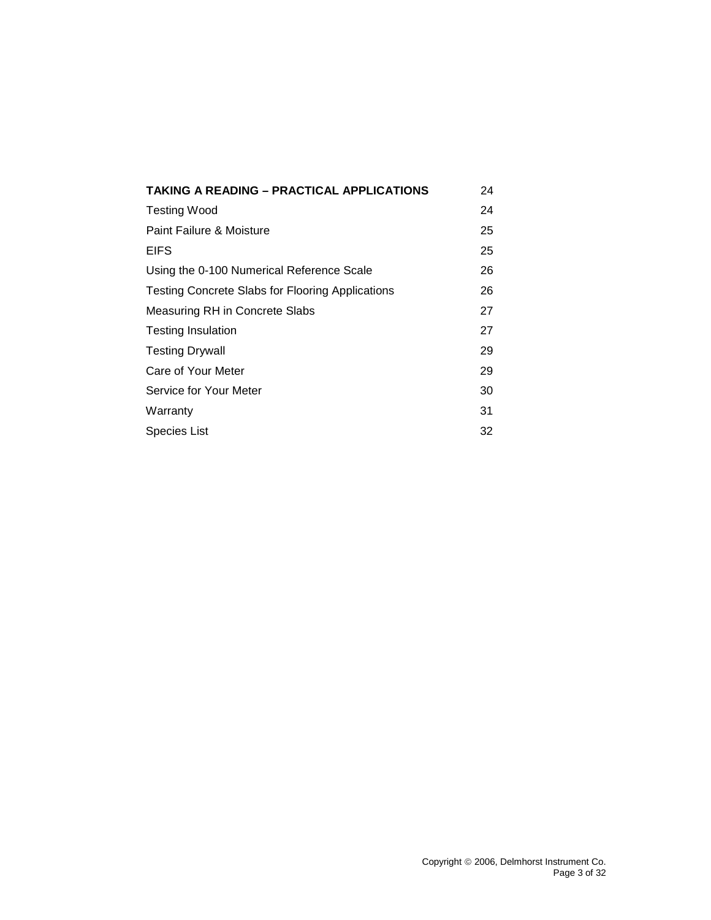| | |
|---|---|
| **TAKING A READING – PRACTICAL APPLICATIONS** | 24 |
| Testing Wood | 24 |
| Paint Failure & Moisture | 25 |
| EIFS | 25 |
| Using the 0-100 Numerical Reference Scale | 26 |
| Testing Concrete Slabs for Flooring Applications | 26 |
| Measuring RH in Concrete Slabs | 27 |
| Testing Insulation | 27 |
| Testing Drywall | 29 |
| Care of Your Meter | 29 |
| Service for Your Meter | 30 |
| Warranty | 31 |
| Species List | 32 |

Copyright © 2006, Delmhorst Instrument Co.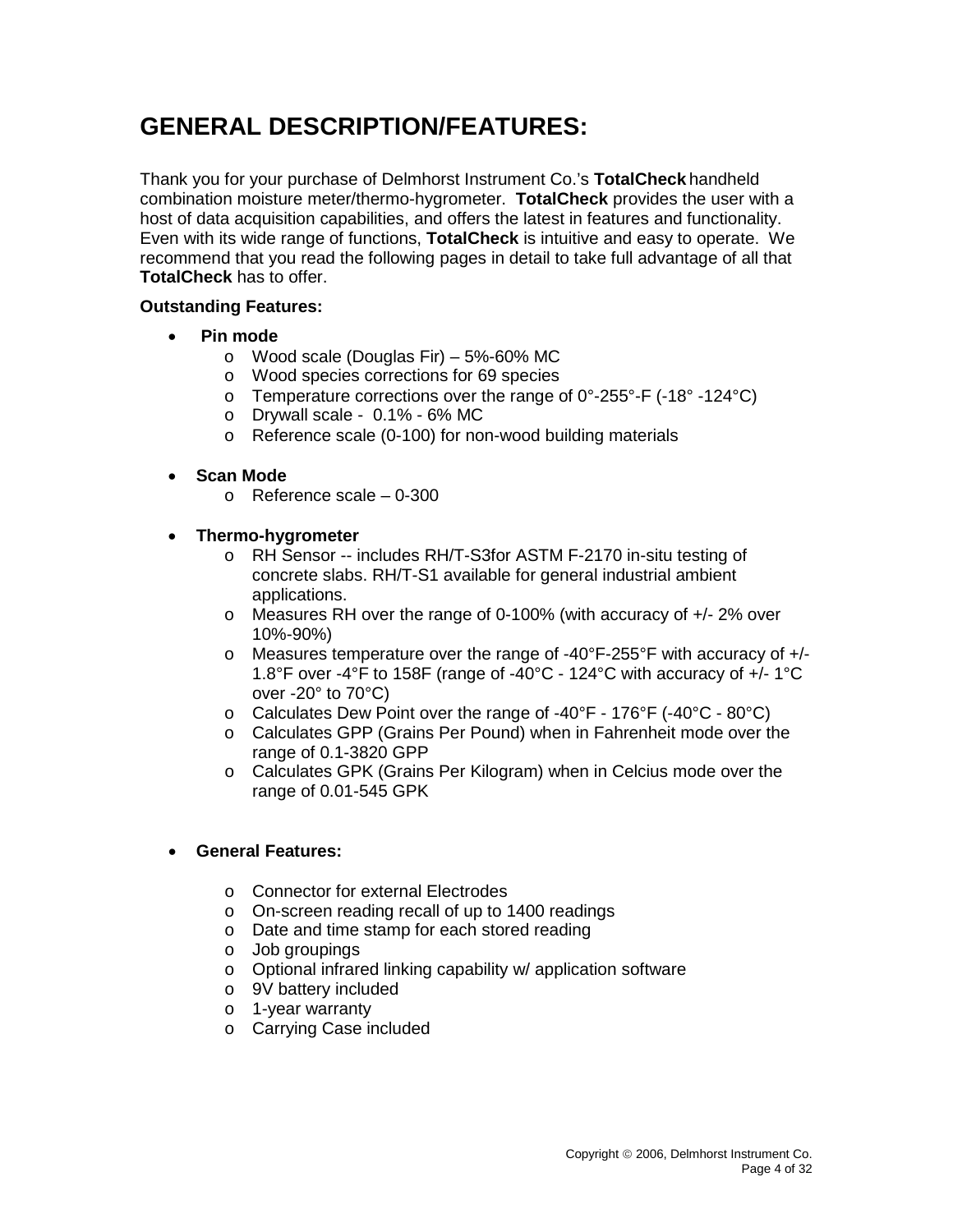# GENERAL DESCRIPTION/FEATURES:

Thank you for your purchase of Delmhorst Instrument Co.'s **TotalCheck** handheld combination moisture meter/thermo-hygrometer. **TotalCheck** provides the user with a host of data acquisition capabilities, and offers the latest in features and functionality. Even with its wide range of functions, **TotalCheck** is intuitive and easy to operate. We recommend that you read the following pages in detail to take full advantage of all that **TotalCheck** has to offer.

**Outstanding Features:**

- **Pin mode**
  - Wood scale (Douglas Fir) – 5%-60% MC
  - Wood species corrections for 69 species
  - Temperature corrections over the range of 0°-255°-F (-18° -124°C)
  - Drywall scale - 0.1% - 6% MC
  - Reference scale (0-100) for non-wood building materials

- **Scan Mode**
  - Reference scale – 0-300

- **Thermo-hygrometer**
  - RH Sensor -- includes RH/T-S3for ASTM F-2170 in-situ testing of concrete slabs. RH/T-S1 available for general industrial ambient applications.
  - Measures RH over the range of 0-100% (with accuracy of +/- 2% over 10%-90%)
  - Measures temperature over the range of -40°F-255°F with accuracy of +/- 1.8°F over -4°F to 158F (range of -40°C - 124°C with accuracy of +/- 1°C over -20° to 70°C)
  - Calculates Dew Point over the range of -40°F - 176°F (-40°C - 80°C)
  - Calculates GPP (Grains Per Pound) when in Fahrenheit mode over the range of 0.1-3820 GPP
  - Calculates GPK (Grains Per Kilogram) when in Celcius mode over the range of 0.01-545 GPK

- **General Features:**
  - Connector for external Electrodes
  - On-screen reading recall of up to 1400 readings
  - Date and time stamp for each stored reading
  - Job groupings
  - Optional infrared linking capability w/ application software
  - 9V battery included
  - 1-year warranty
  - Carrying Case included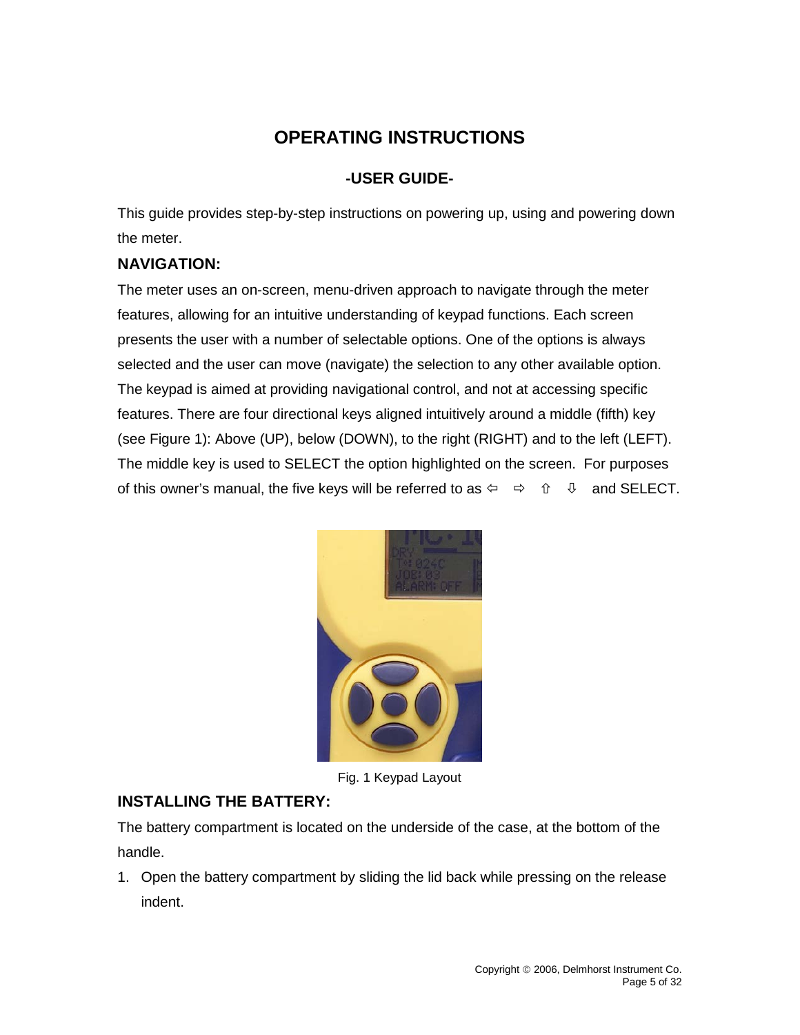# OPERATING INSTRUCTIONS

## -USER GUIDE-

This guide provides step-by-step instructions on powering up, using and powering down the meter.

### NAVIGATION:

The meter uses an on-screen, menu-driven approach to navigate through the meter features, allowing for an intuitive understanding of keypad functions. Each screen presents the user with a number of selectable options. One of the options is always selected and the user can move (navigate) the selection to any other available option. The keypad is aimed at providing navigational control, and not at accessing specific features. There are four directional keys aligned intuitively around a middle (fifth) key (see Figure 1): Above (UP), below (DOWN), to the right (RIGHT) and to the left (LEFT). The middle key is used to SELECT the option highlighted on the screen. For purposes of this owner's manual, the five keys will be referred to as ⇦ ⇨ ⇧ ⇩ and SELECT.

Fig. 1 Keypad Layout

### INSTALLING THE BATTERY:

The battery compartment is located on the underside of the case, at the bottom of the handle.

1. Open the battery compartment by sliding the lid back while pressing on the release indent.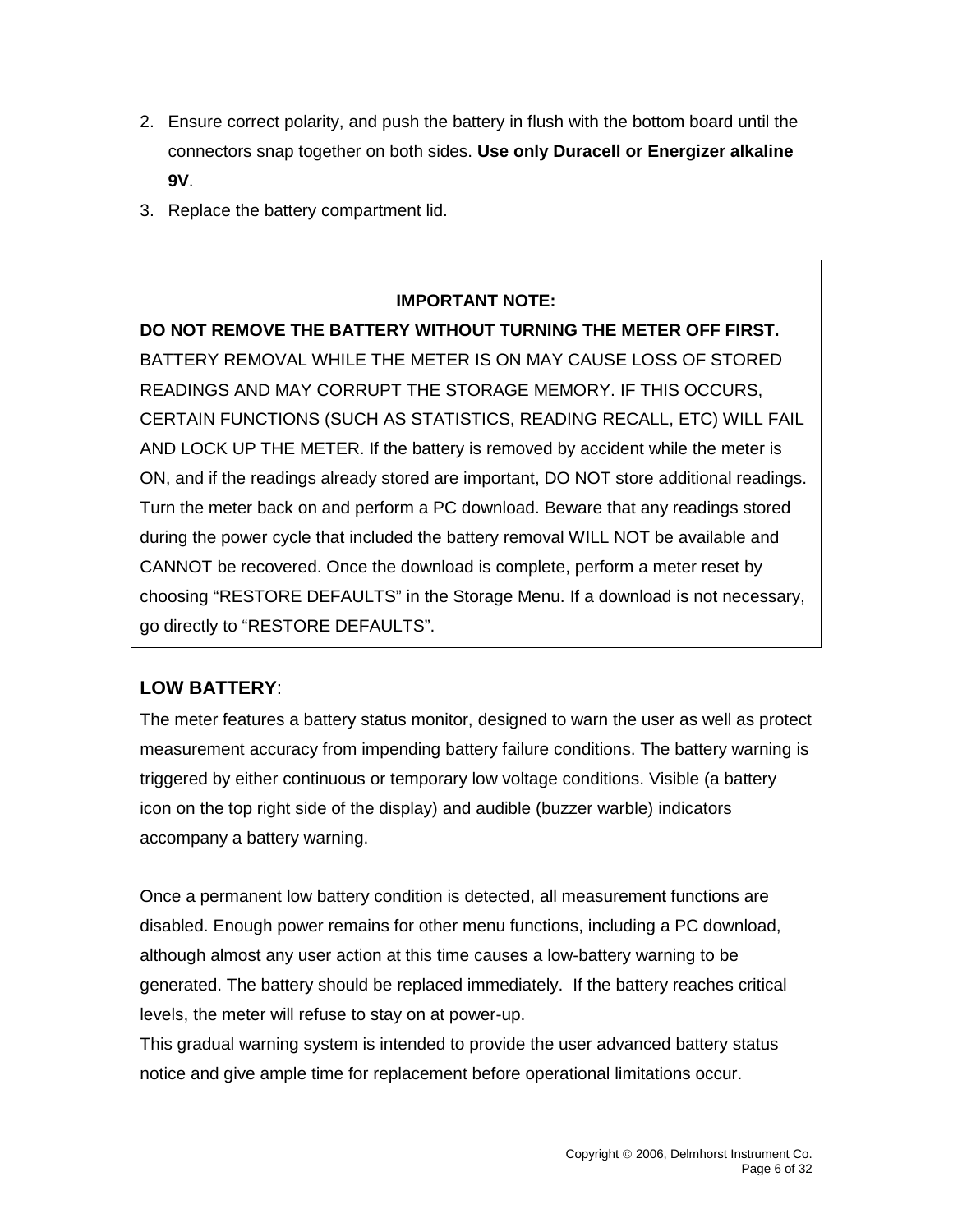2. Ensure correct polarity, and push the battery in flush with the bottom board until the connectors snap together on both sides. **Use only Duracell or Energizer alkaline 9V**.
3. Replace the battery compartment lid.

**IMPORTANT NOTE:**

**DO NOT REMOVE THE BATTERY WITHOUT TURNING THE METER OFF FIRST.** BATTERY REMOVAL WHILE THE METER IS ON MAY CAUSE LOSS OF STORED READINGS AND MAY CORRUPT THE STORAGE MEMORY. IF THIS OCCURS, CERTAIN FUNCTIONS (SUCH AS STATISTICS, READING RECALL, ETC) WILL FAIL AND LOCK UP THE METER. If the battery is removed by accident while the meter is ON, and if the readings already stored are important, DO NOT store additional readings. Turn the meter back on and perform a PC download. Beware that any readings stored during the power cycle that included the battery removal WILL NOT be available and CANNOT be recovered. Once the download is complete, perform a meter reset by choosing "RESTORE DEFAULTS" in the Storage Menu. If a download is not necessary, go directly to "RESTORE DEFAULTS".

**LOW BATTERY**:

The meter features a battery status monitor, designed to warn the user as well as protect measurement accuracy from impending battery failure conditions. The battery warning is triggered by either continuous or temporary low voltage conditions. Visible (a battery icon on the top right side of the display) and audible (buzzer warble) indicators accompany a battery warning.

Once a permanent low battery condition is detected, all measurement functions are disabled. Enough power remains for other menu functions, including a PC download, although almost any user action at this time causes a low-battery warning to be generated. The battery should be replaced immediately. If the battery reaches critical levels, the meter will refuse to stay on at power-up.

This gradual warning system is intended to provide the user advanced battery status notice and give ample time for replacement before operational limitations occur.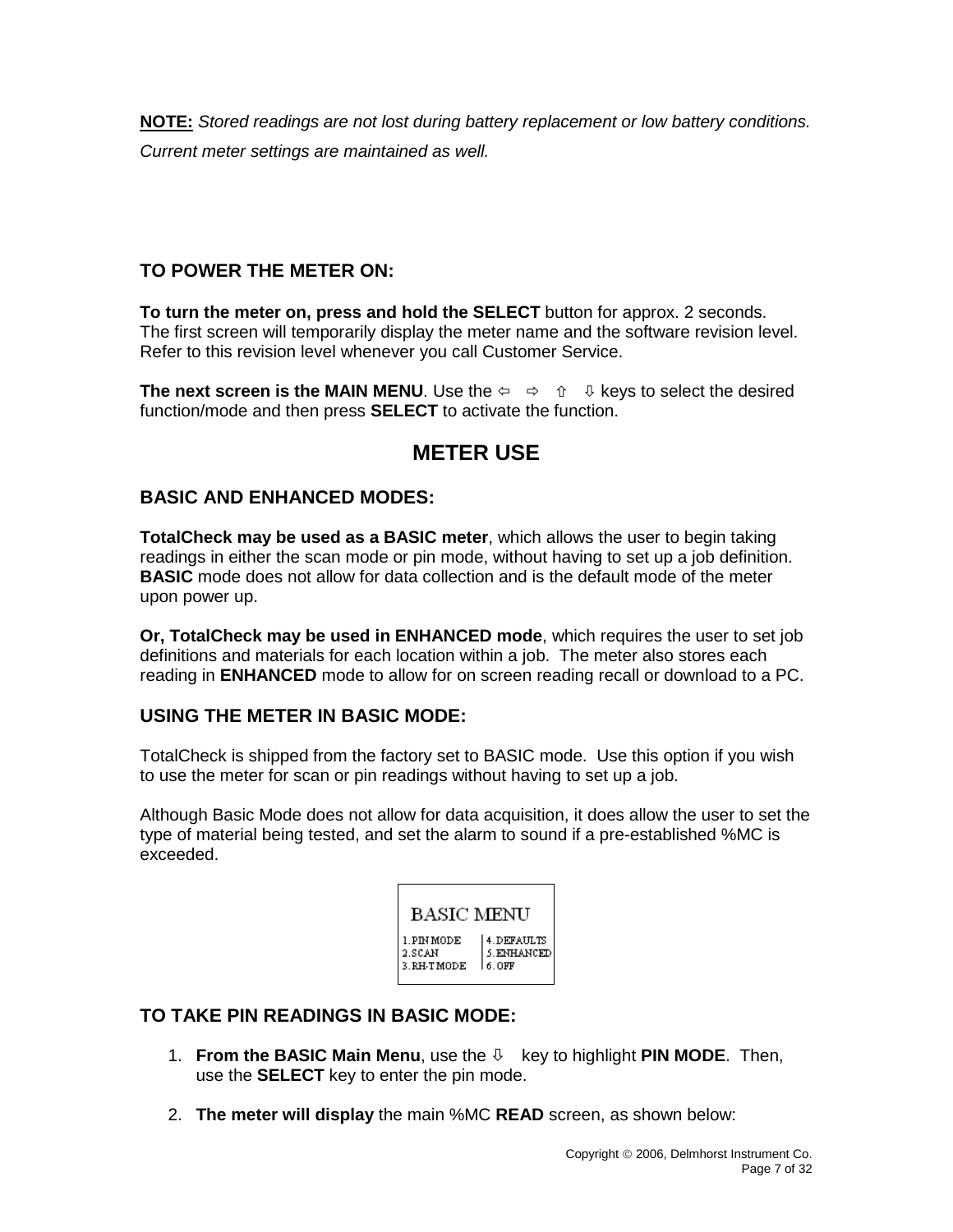**NOTE:** *Stored readings are not lost during battery replacement or low battery conditions. Current meter settings are maintained as well.*

### TO POWER THE METER ON:

**To turn the meter on, press and hold the SELECT** button for approx. 2 seconds. The first screen will temporarily display the meter name and the software revision level. Refer to this revision level whenever you call Customer Service.

**The next screen is the MAIN MENU**. Use the ⇦ ⇨ ⇧ ⇩ keys to select the desired function/mode and then press **SELECT** to activate the function.

## METER USE

### BASIC AND ENHANCED MODES:

**TotalCheck may be used as a BASIC meter**, which allows the user to begin taking readings in either the scan mode or pin mode, without having to set up a job definition. **BASIC** mode does not allow for data collection and is the default mode of the meter upon power up.

**Or, TotalCheck may be used in ENHANCED mode**, which requires the user to set job definitions and materials for each location within a job. The meter also stores each reading in **ENHANCED** mode to allow for on screen reading recall or download to a PC.

### USING THE METER IN BASIC MODE:

TotalCheck is shipped from the factory set to BASIC mode. Use this option if you wish to use the meter for scan or pin readings without having to set up a job.

Although Basic Mode does not allow for data acquisition, it does allow the user to set the type of material being tested, and set the alarm to sound if a pre-established %MC is exceeded.

```
BASIC MENU
1.PIN MODE    | 4.DEFAULTS
2.SCAN        | 5.ENHANCED
3.RH-T MODE   | 6.OFF
```

### TO TAKE PIN READINGS IN BASIC MODE:

1. **From the BASIC Main Menu**, use the ⇩ key to highlight **PIN MODE**. Then, use the **SELECT** key to enter the pin mode.

2. **The meter will display** the main %MC **READ** screen, as shown below: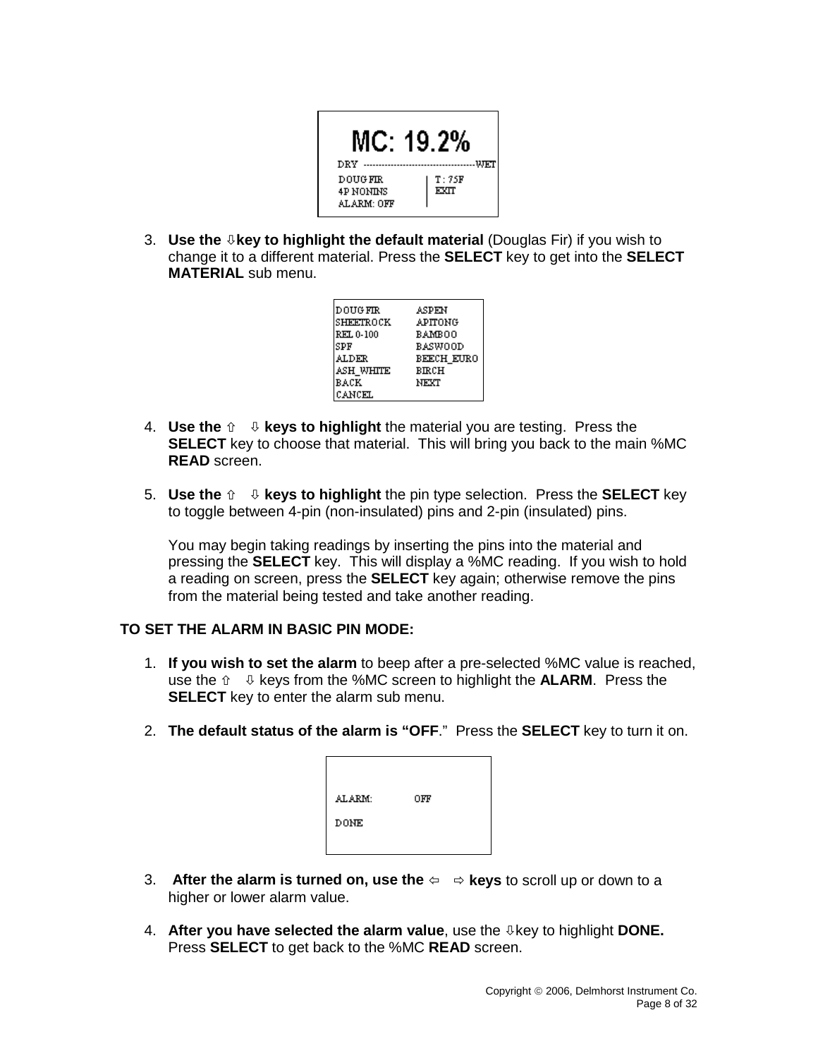```
MC: 19.2%
DRY ------------------------------------WET
DOUG FIR        | T: 75F
4P NONINS       | EXIT
ALARM: OFF
```

3. **Use the ⇩key to highlight the default material** (Douglas Fir) if you wish to change it to a different material. Press the **SELECT** key to get into the **SELECT MATERIAL** sub menu.

```
DOUG FIR        ASPEN
SHEETROCK       APITONG
REL 0-100       BAMBOO
SPF             BASWOOD
ALDER           BEECH_EURO
ASH_WHITE       BIRCH
BACK            NEXT
CANCEL
```

4. **Use the ⇧ ⇩ keys to highlight** the material you are testing. Press the **SELECT** key to choose that material. This will bring you back to the main %MC **READ** screen.

5. **Use the ⇧ ⇩ keys to highlight** the pin type selection. Press the **SELECT** key to toggle between 4-pin (non-insulated) pins and 2-pin (insulated) pins.

   You may begin taking readings by inserting the pins into the material and pressing the **SELECT** key. This will display a %MC reading. If you wish to hold a reading on screen, press the **SELECT** key again; otherwise remove the pins from the material being tested and take another reading.

**TO SET THE ALARM IN BASIC PIN MODE:**

1. **If you wish to set the alarm** to beep after a pre-selected %MC value is reached, use the ⇧ ⇩ keys from the %MC screen to highlight the **ALARM**. Press the **SELECT** key to enter the alarm sub menu.

2. **The default status of the alarm is "OFF**." Press the **SELECT** key to turn it on.

```
ALARM:      OFF

DONE
```

3. **After the alarm is turned on, use the ⇦ ⇨ keys** to scroll up or down to a higher or lower alarm value.

4. **After you have selected the alarm value**, use the ⇩key to highlight **DONE.** Press **SELECT** to get back to the %MC **READ** screen.

Copyright © 2006, Delmhorst Instrument Co.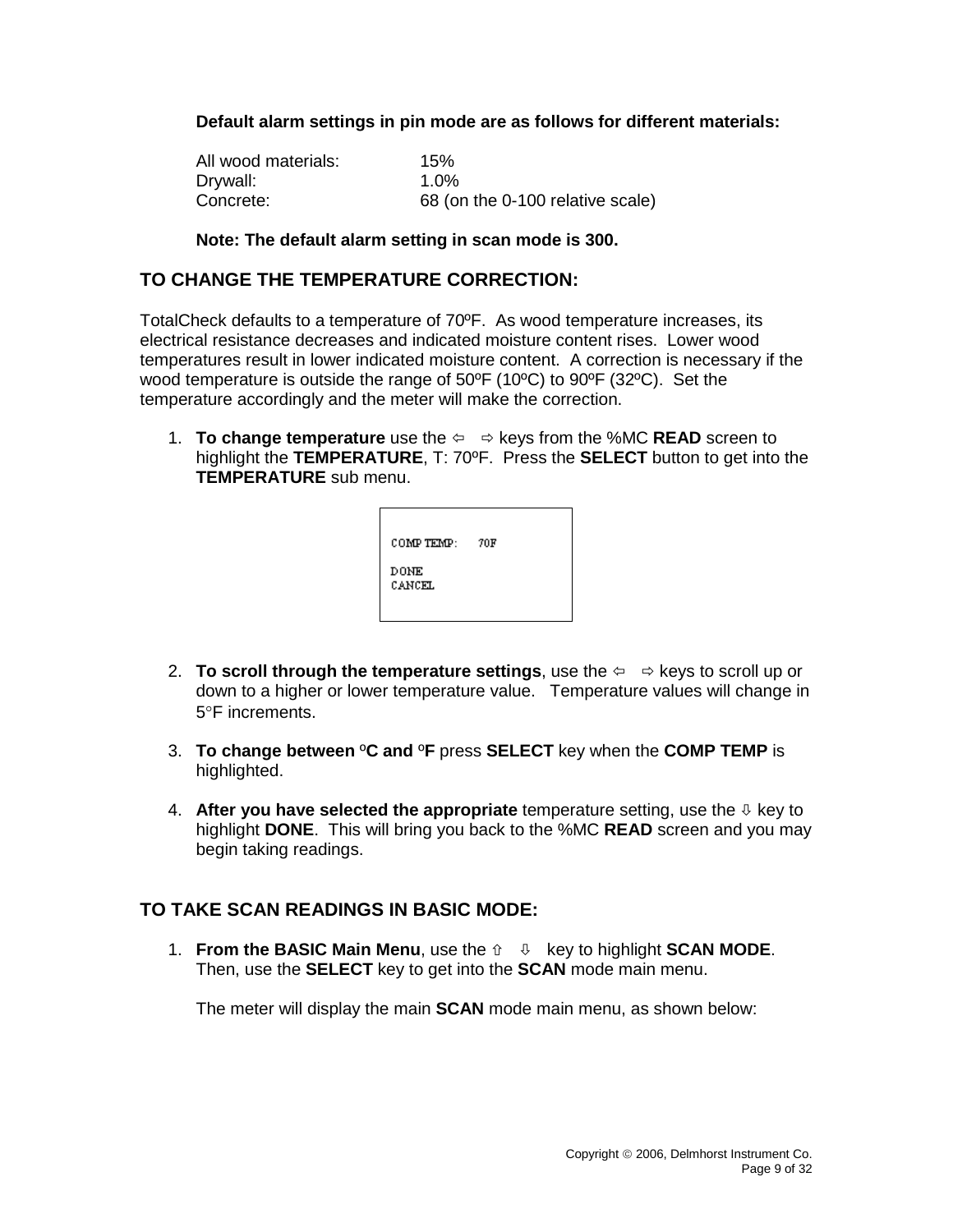**Default alarm settings in pin mode are as follows for different materials:**

| | |
|---|---|
| All wood materials: | 15% |
| Drywall: | 1.0% |
| Concrete: | 68 (on the 0-100 relative scale) |

**Note: The default alarm setting in scan mode is 300.**

## TO CHANGE THE TEMPERATURE CORRECTION:

TotalCheck defaults to a temperature of 70ºF. As wood temperature increases, its electrical resistance decreases and indicated moisture content rises. Lower wood temperatures result in lower indicated moisture content. A correction is necessary if the wood temperature is outside the range of 50ºF (10ºC) to 90ºF (32ºC). Set the temperature accordingly and the meter will make the correction.

1. **To change temperature** use the ⇦ ⇨ keys from the %MC **READ** screen to highlight the **TEMPERATURE**, T: 70ºF. Press the **SELECT** button to get into the **TEMPERATURE** sub menu.

```
COMP TEMP:    70F

DONE
CANCEL
```

2. **To scroll through the temperature settings**, use the ⇦ ⇨ keys to scroll up or down to a higher or lower temperature value. Temperature values will change in 5°F increments.

3. **To change between ºC and ºF** press **SELECT** key when the **COMP TEMP** is highlighted.

4. **After you have selected the appropriate** temperature setting, use the ⇩ key to highlight **DONE**. This will bring you back to the %MC **READ** screen and you may begin taking readings.

## TO TAKE SCAN READINGS IN BASIC MODE:

1. **From the BASIC Main Menu**, use the ⇧ ⇩ key to highlight **SCAN MODE**. Then, use the **SELECT** key to get into the **SCAN** mode main menu.

   The meter will display the main **SCAN** mode main menu, as shown below: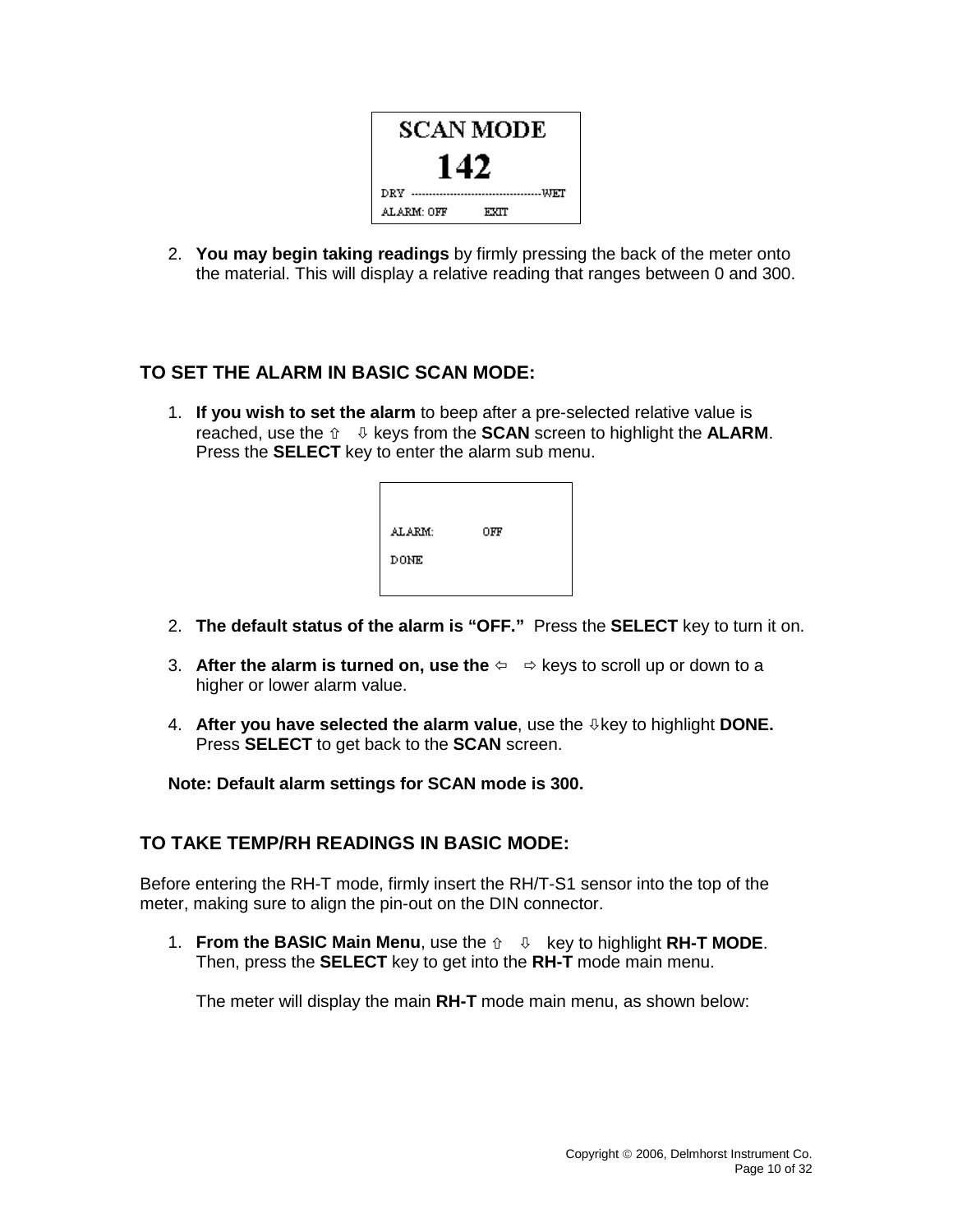SCAN MODE

142

DRY ------------------------------------ WET

ALARM: OFF EXIT

2. **You may begin taking readings** by firmly pressing the back of the meter onto the material. This will display a relative reading that ranges between 0 and 300.

## TO SET THE ALARM IN BASIC SCAN MODE:

1. **If you wish to set the alarm** to beep after a pre-selected relative value is reached, use the ⇧ ⇩ keys from the **SCAN** screen to highlight the **ALARM**. Press the **SELECT** key to enter the alarm sub menu.

ALARM: OFF

DONE

2. **The default status of the alarm is "OFF."** Press the **SELECT** key to turn it on.

3. **After the alarm is turned on, use the** ⇦ ⇨ keys to scroll up or down to a higher or lower alarm value.

4. **After you have selected the alarm value**, use the ⇩key to highlight **DONE.** Press **SELECT** to get back to the **SCAN** screen.

**Note: Default alarm settings for SCAN mode is 300.**

## TO TAKE TEMP/RH READINGS IN BASIC MODE:

Before entering the RH-T mode, firmly insert the RH/T-S1 sensor into the top of the meter, making sure to align the pin-out on the DIN connector.

1. **From the BASIC Main Menu**, use the ⇧ ⇩ key to highlight **RH-T MODE**. Then, press the **SELECT** key to get into the **RH-T** mode main menu.

   The meter will display the main **RH-T** mode main menu, as shown below: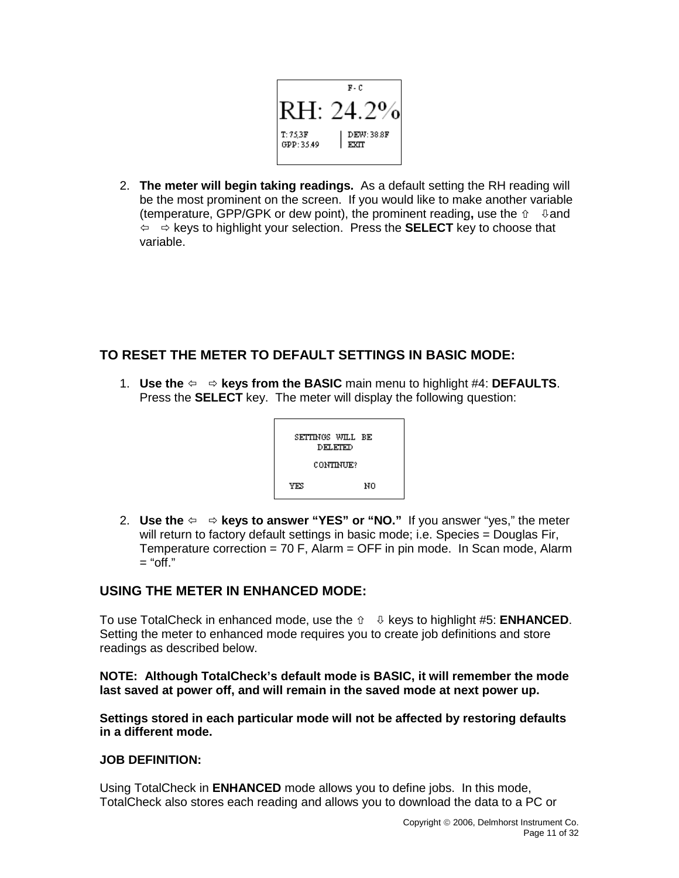F - C

RH: 24.2%

T: 75.3F | DEW: 38.8F
GPP: 35.49 | EXIT

2. **The meter will begin taking readings.** As a default setting the RH reading will be the most prominent on the screen. If you would like to make another variable (temperature, GPP/GPK or dew point), the prominent reading**,** use the ⇧ ⇩and ⇦ ⇨ keys to highlight your selection. Press the **SELECT** key to choose that variable.

## TO RESET THE METER TO DEFAULT SETTINGS IN BASIC MODE:

1. **Use the ⇦ ⇨ keys from the BASIC** main menu to highlight #4: **DEFAULTS**. Press the **SELECT** key. The meter will display the following question:

SETTINGS WILL BE DELETED

CONTINUE?

YES NO

2. **Use the ⇦ ⇨ keys to answer "YES" or "NO."** If you answer "yes," the meter will return to factory default settings in basic mode; i.e. Species = Douglas Fir, Temperature correction = 70 F, Alarm = OFF in pin mode. In Scan mode, Alarm = "off."

## USING THE METER IN ENHANCED MODE:

To use TotalCheck in enhanced mode, use the ⇧ ⇩ keys to highlight #5: **ENHANCED**. Setting the meter to enhanced mode requires you to create job definitions and store readings as described below.

**NOTE: Although TotalCheck's default mode is BASIC, it will remember the mode last saved at power off, and will remain in the saved mode at next power up.**

**Settings stored in each particular mode will not be affected by restoring defaults in a different mode.**

**JOB DEFINITION:**

Using TotalCheck in **ENHANCED** mode allows you to define jobs. In this mode, TotalCheck also stores each reading and allows you to download the data to a PC or

Copyright © 2006, Delmhorst Instrument Co.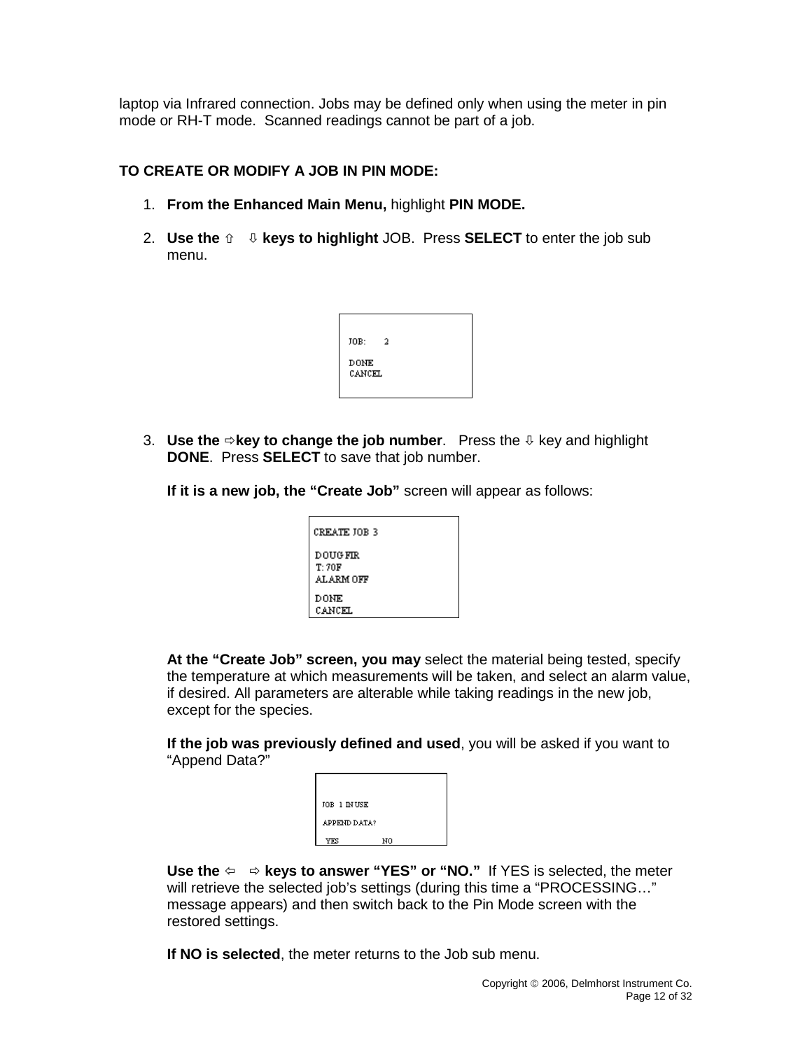laptop via Infrared connection. Jobs may be defined only when using the meter in pin mode or RH-T mode. Scanned readings cannot be part of a job.

**TO CREATE OR MODIFY A JOB IN PIN MODE:**

1. **From the Enhanced Main Menu,** highlight **PIN MODE.**

2. **Use the ⇧ ⇩ keys to highlight** JOB. Press **SELECT** to enter the job sub menu.

```
JOB:    2

DONE
CANCEL
```

3. **Use the ⇨key to change the job number**. Press the ⇩ key and highlight **DONE**. Press **SELECT** to save that job number.

   **If it is a new job, the "Create Job"** screen will appear as follows:

```
CREATE JOB 3

DOUG FIR
T: 70F
ALARM OFF

DONE
CANCEL
```

   **At the "Create Job" screen, you may** select the material being tested, specify the temperature at which measurements will be taken, and select an alarm value, if desired. All parameters are alterable while taking readings in the new job, except for the species.

   **If the job was previously defined and used**, you will be asked if you want to "Append Data?"

```
JOB 1 IN USE

APPEND DATA?

 YES          NO
```

   **Use the ⇦ ⇨ keys to answer "YES" or "NO."** If YES is selected, the meter will retrieve the selected job's settings (during this time a "PROCESSING…" message appears) and then switch back to the Pin Mode screen with the restored settings.

   **If NO is selected**, the meter returns to the Job sub menu.

Copyright © 2006, Delmhorst Instrument Co.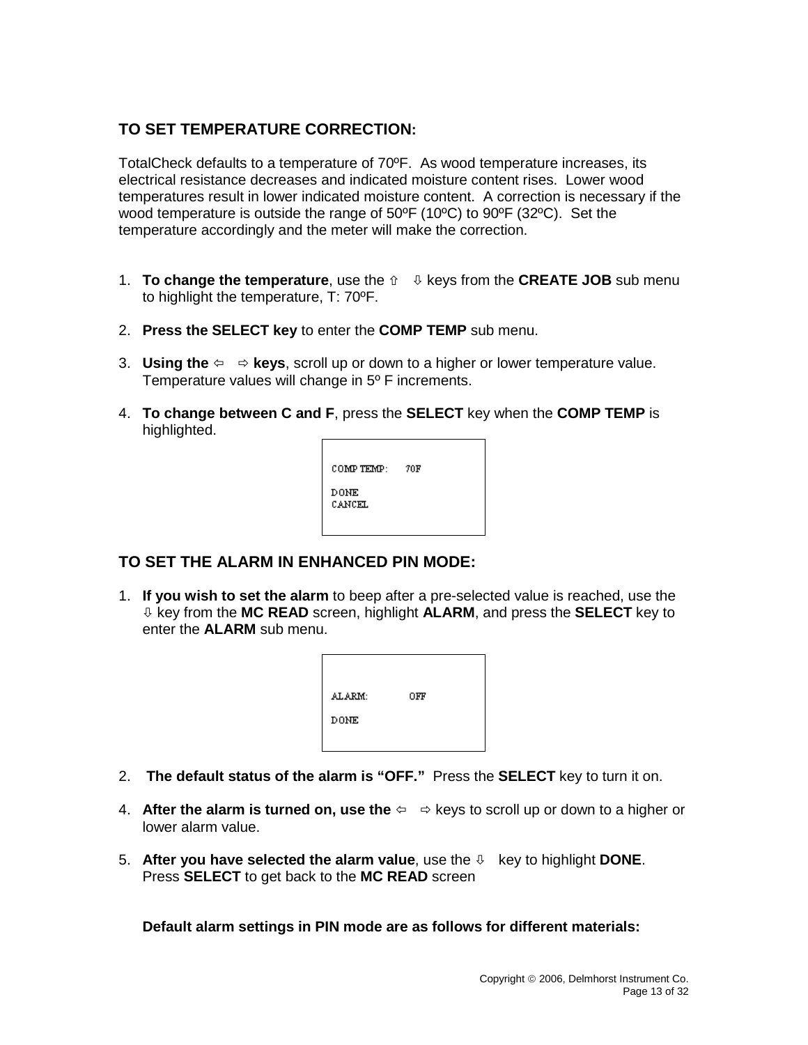## TO SET TEMPERATURE CORRECTION:

TotalCheck defaults to a temperature of 70ºF. As wood temperature increases, its electrical resistance decreases and indicated moisture content rises. Lower wood temperatures result in lower indicated moisture content. A correction is necessary if the wood temperature is outside the range of 50ºF (10ºC) to 90ºF (32ºC). Set the temperature accordingly and the meter will make the correction.

1. **To change the temperature**, use the ⇧ ⇩ keys from the **CREATE JOB** sub menu to highlight the temperature, T: 70ºF.

2. **Press the SELECT key** to enter the **COMP TEMP** sub menu.

3. **Using the ⇦ ⇨ keys**, scroll up or down to a higher or lower temperature value. Temperature values will change in 5º F increments.

4. **To change between C and F**, press the **SELECT** key when the **COMP TEMP** is highlighted.

```
COMP TEMP:    70F

DONE
CANCEL
```

## TO SET THE ALARM IN ENHANCED PIN MODE:

1. **If you wish to set the alarm** to beep after a pre-selected value is reached, use the ⇩ key from the **MC READ** screen, highlight **ALARM**, and press the **SELECT** key to enter the **ALARM** sub menu.

```
ALARM:        OFF

DONE
```

2. **The default status of the alarm is "OFF."** Press the **SELECT** key to turn it on.

4. **After the alarm is turned on, use the** ⇦ ⇨ keys to scroll up or down to a higher or lower alarm value.

5. **After you have selected the alarm value**, use the ⇩ key to highlight **DONE**. Press **SELECT** to get back to the **MC READ** screen

**Default alarm settings in PIN mode are as follows for different materials:**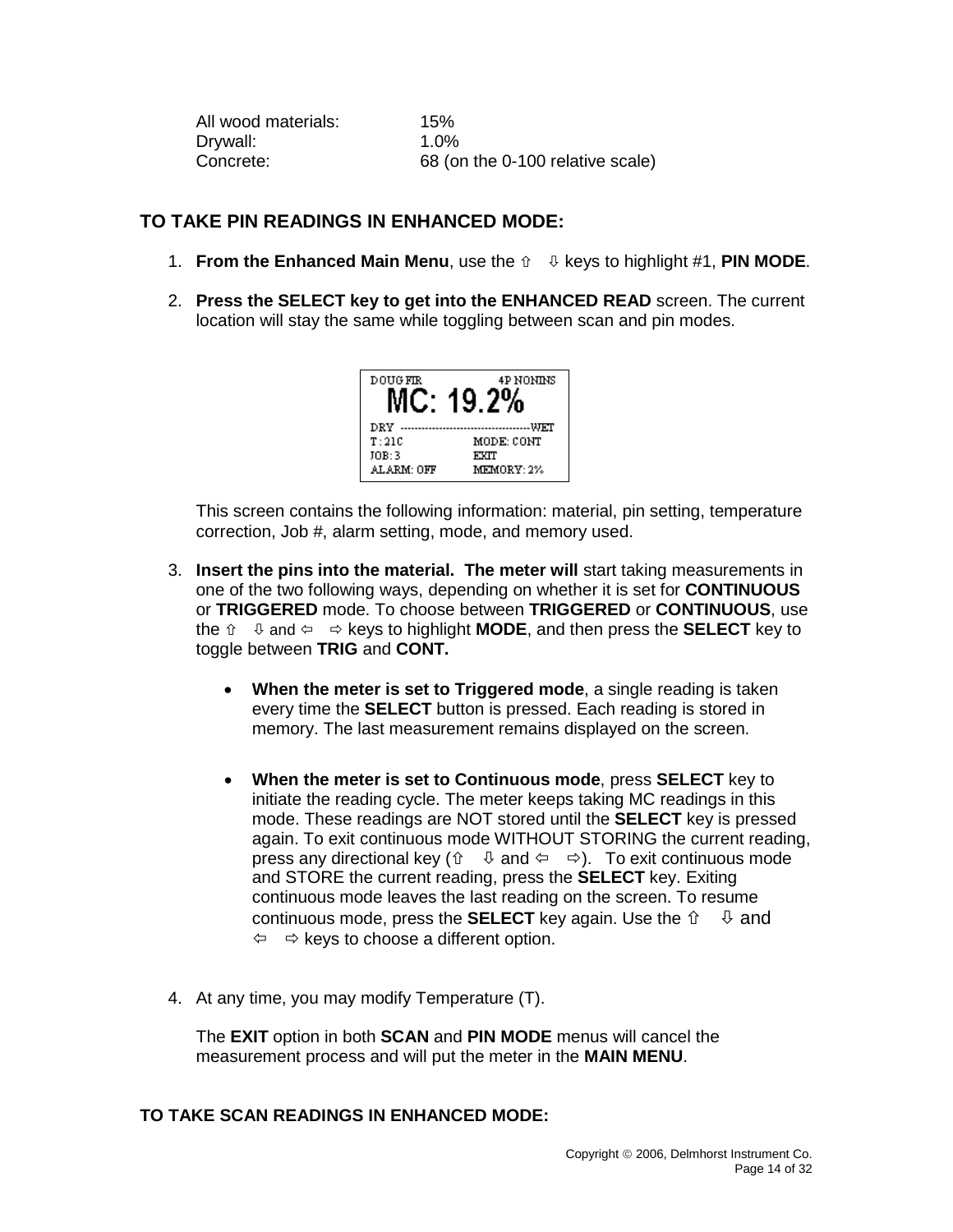| | |
|---|---|
| All wood materials: | 15% |
| Drywall: | 1.0% |
| Concrete: | 68 (on the 0-100 relative scale) |

## TO TAKE PIN READINGS IN ENHANCED MODE:

1. **From the Enhanced Main Menu**, use the ⇧ ⇩ keys to highlight #1, **PIN MODE**.

2. **Press the SELECT key to get into the ENHANCED READ** screen. The current location will stay the same while toggling between scan and pin modes.

```
DOUG FIR              4P NONINS
   MC: 19.2%
DRY ---------------------------WET
T: 21C              MODE: CONT
JOB: 3              EXIT
ALARM: OFF          MEMORY: 2%
```

   This screen contains the following information: material, pin setting, temperature correction, Job #, alarm setting, mode, and memory used.

3. **Insert the pins into the material. The meter will** start taking measurements in one of the two following ways, depending on whether it is set for **CONTINUOUS** or **TRIGGERED** mode. To choose between **TRIGGERED** or **CONTINUOUS**, use the ⇧ ⇩ and ⇦ ⇨ keys to highlight **MODE**, and then press the **SELECT** key to toggle between **TRIG** and **CONT.**

   - **When the meter is set to Triggered mode**, a single reading is taken every time the **SELECT** button is pressed. Each reading is stored in memory. The last measurement remains displayed on the screen.

   - **When the meter is set to Continuous mode**, press **SELECT** key to initiate the reading cycle. The meter keeps taking MC readings in this mode. These readings are NOT stored until the **SELECT** key is pressed again. To exit continuous mode WITHOUT STORING the current reading, press any directional key (⇧ ⇩ and ⇦ ⇨). To exit continuous mode and STORE the current reading, press the **SELECT** key. Exiting continuous mode leaves the last reading on the screen. To resume continuous mode, press the **SELECT** key again. Use the ⇧ ⇩ and ⇦ ⇨ keys to choose a different option.

4. At any time, you may modify Temperature (T).

   The **EXIT** option in both **SCAN** and **PIN MODE** menus will cancel the measurement process and will put the meter in the **MAIN MENU**.

## TO TAKE SCAN READINGS IN ENHANCED MODE: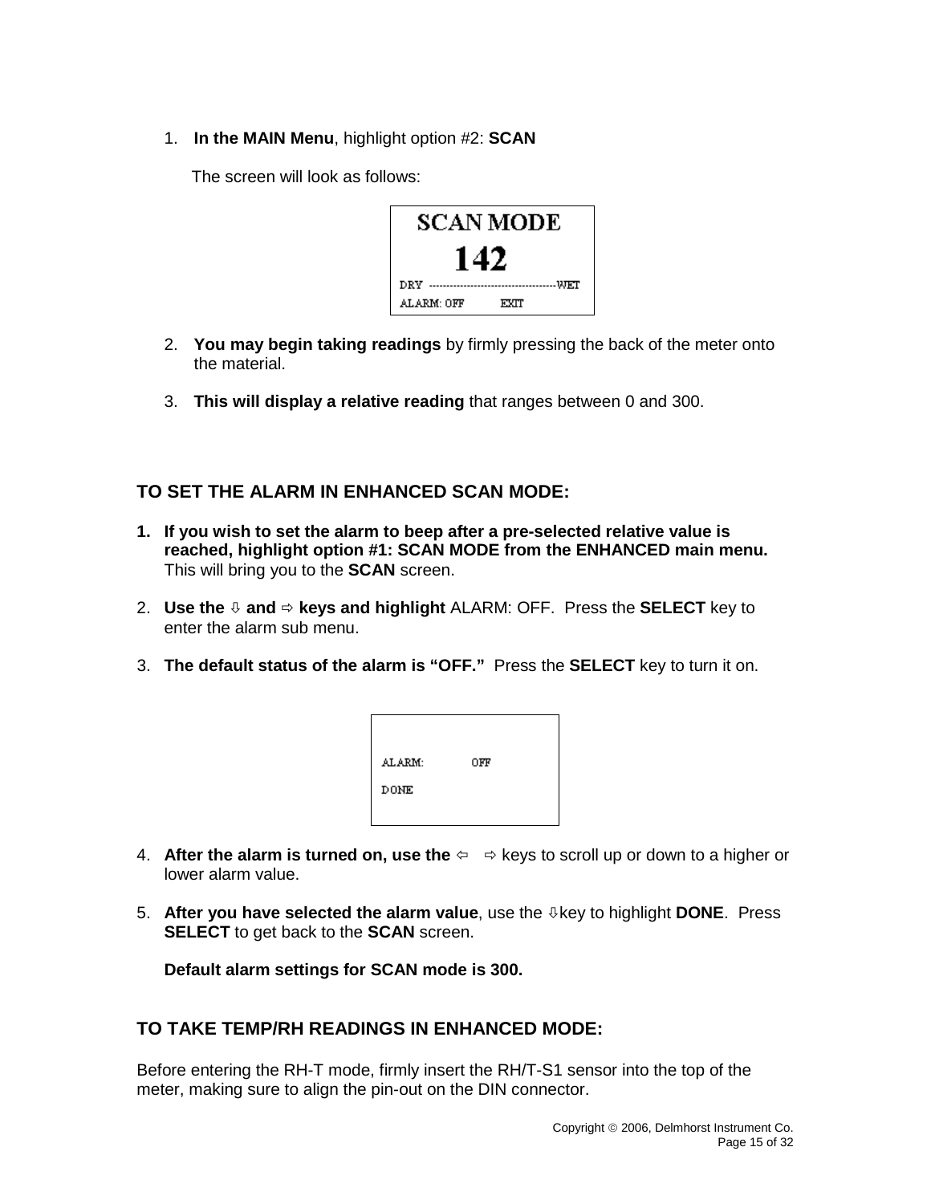1. **In the MAIN Menu**, highlight option #2: **SCAN**

   The screen will look as follows:

   ```
   SCAN MODE
   142
   DRY ------------------------------------WET
   ALARM: OFF        EXIT
   ```

2. **You may begin taking readings** by firmly pressing the back of the meter onto the material.

3. **This will display a relative reading** that ranges between 0 and 300.

## TO SET THE ALARM IN ENHANCED SCAN MODE:

1. **If you wish to set the alarm to beep after a pre-selected relative value is reached, highlight option #1: SCAN MODE from the ENHANCED main menu.** This will bring you to the **SCAN** screen.

2. **Use the ⇩ and ⇨ keys and highlight** ALARM: OFF. Press the **SELECT** key to enter the alarm sub menu.

3. **The default status of the alarm is "OFF."** Press the **SELECT** key to turn it on.

   ```
   ALARM:        OFF
   DONE
   ```

4. **After the alarm is turned on, use the ⇦ ⇨** keys to scroll up or down to a higher or lower alarm value.

5. **After you have selected the alarm value**, use the ⇩key to highlight **DONE**. Press **SELECT** to get back to the **SCAN** screen.

   **Default alarm settings for SCAN mode is 300.**

## TO TAKE TEMP/RH READINGS IN ENHANCED MODE:

Before entering the RH-T mode, firmly insert the RH/T-S1 sensor into the top of the meter, making sure to align the pin-out on the DIN connector.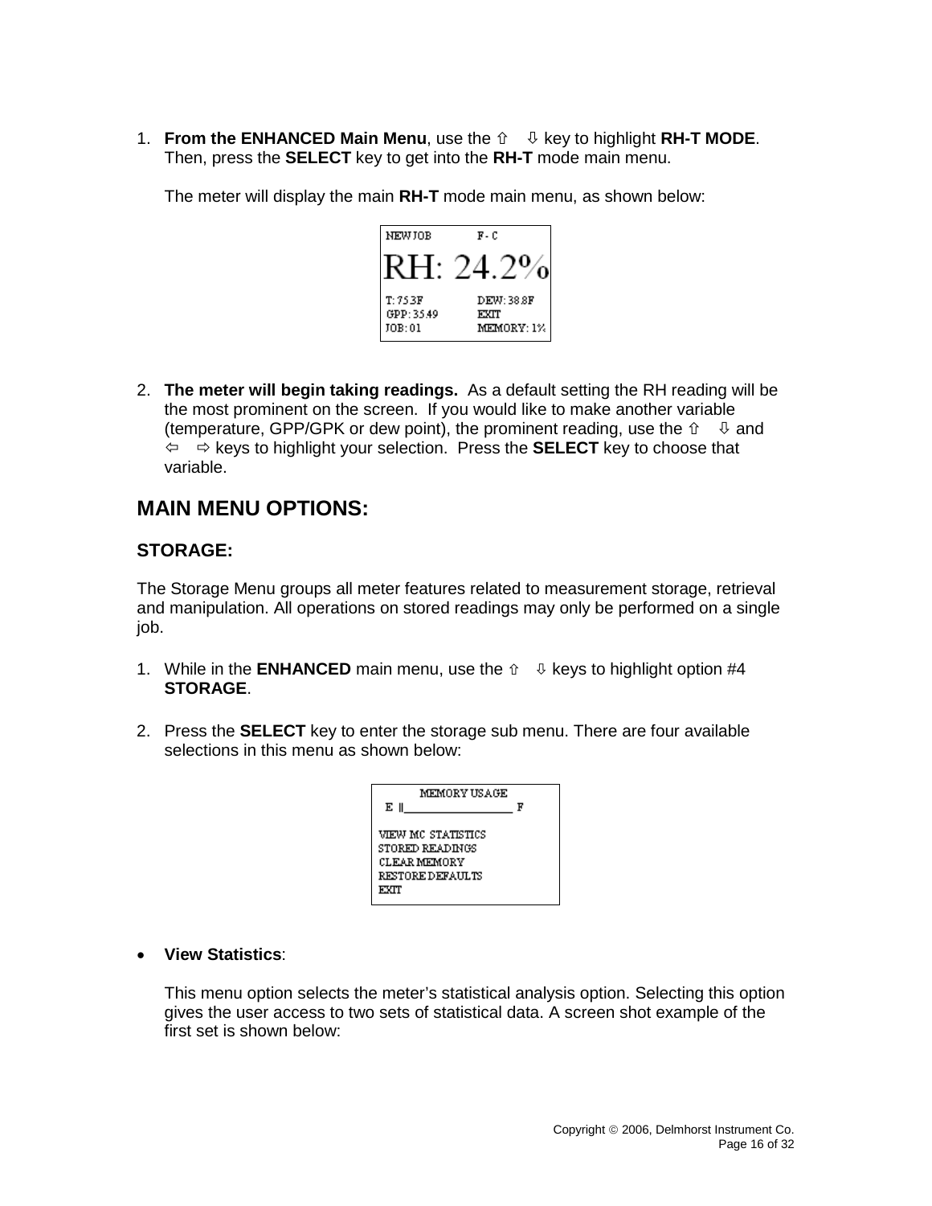1. **From the ENHANCED Main Menu**, use the ⇧ ⇩ key to highlight **RH-T MODE**. Then, press the **SELECT** key to get into the **RH-T** mode main menu.

   The meter will display the main **RH-T** mode main menu, as shown below:

```
NEW JOB        F - C
RH: 24.2%
T: 75.3F       DEW: 38.8F
GPP: 35.49     EXIT
JOB: 01        MEMORY: 1%
```

2. **The meter will begin taking readings.** As a default setting the RH reading will be the most prominent on the screen. If you would like to make another variable (temperature, GPP/GPK or dew point), the prominent reading, use the ⇧ ⇩ and ⇦ ⇨ keys to highlight your selection. Press the **SELECT** key to choose that variable.

## MAIN MENU OPTIONS:

### STORAGE:

The Storage Menu groups all meter features related to measurement storage, retrieval and manipulation. All operations on stored readings may only be performed on a single job.

1. While in the **ENHANCED** main menu, use the ⇧ ⇩ keys to highlight option #4 **STORAGE**.

2. Press the **SELECT** key to enter the storage sub menu. There are four available selections in this menu as shown below:

```
MEMORY USAGE
E ||________________ F

VIEW MC STATISTICS
STORED READINGS
CLEAR MEMORY
RESTORE DEFAULTS
EXIT
```

- **View Statistics**:

  This menu option selects the meter's statistical analysis option. Selecting this option gives the user access to two sets of statistical data. A screen shot example of the first set is shown below:

Copyright © 2006, Delmhorst Instrument Co.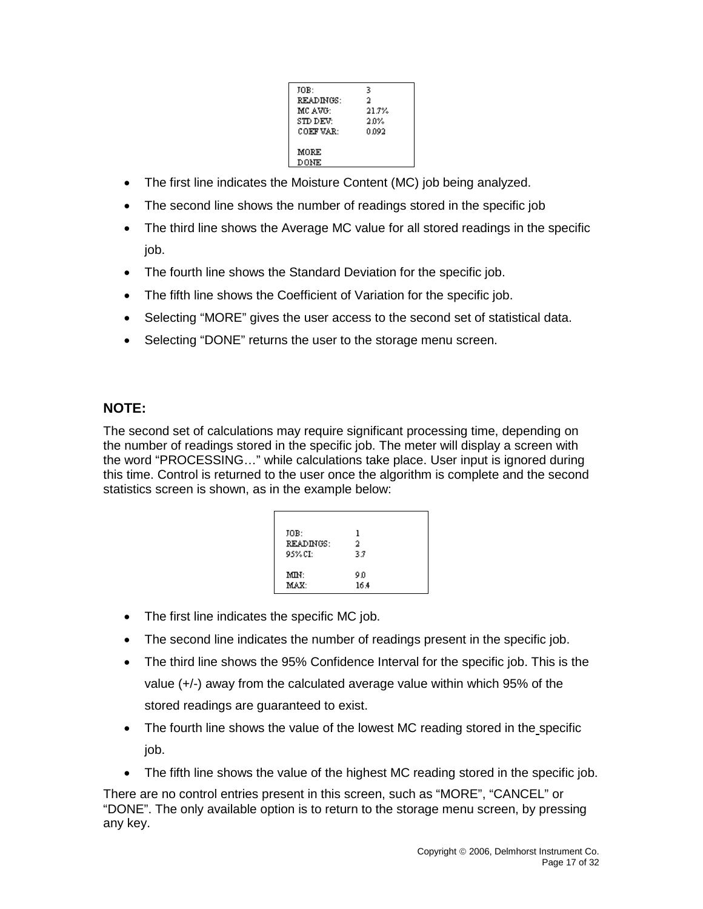```
JOB:          3
READINGS:     2
MC AVG:       21.7%
STD DEV:      2.0%
COEF VAR:     0.092

MORE
DONE
```

- The first line indicates the Moisture Content (MC) job being analyzed.
- The second line shows the number of readings stored in the specific job
- The third line shows the Average MC value for all stored readings in the specific job.
- The fourth line shows the Standard Deviation for the specific job.
- The fifth line shows the Coefficient of Variation for the specific job.
- Selecting "MORE" gives the user access to the second set of statistical data.
- Selecting "DONE" returns the user to the storage menu screen.

**NOTE:**

The second set of calculations may require significant processing time, depending on the number of readings stored in the specific job. The meter will display a screen with the word "PROCESSING…" while calculations take place. User input is ignored during this time. Control is returned to the user once the algorithm is complete and the second statistics screen is shown, as in the example below:

```
JOB:          1
READINGS:     2
95% CI:       3.7

MIN:          9.0
MAX:          16.4
```

- The first line indicates the specific MC job.
- The second line indicates the number of readings present in the specific job.
- The third line shows the 95% Confidence Interval for the specific job. This is the value (+/-) away from the calculated average value within which 95% of the stored readings are guaranteed to exist.
- The fourth line shows the value of the lowest MC reading stored in the specific job.
- The fifth line shows the value of the highest MC reading stored in the specific job.

There are no control entries present in this screen, such as "MORE", "CANCEL" or "DONE". The only available option is to return to the storage menu screen, by pressing any key.

Copyright © 2006, Delmhorst Instrument Co.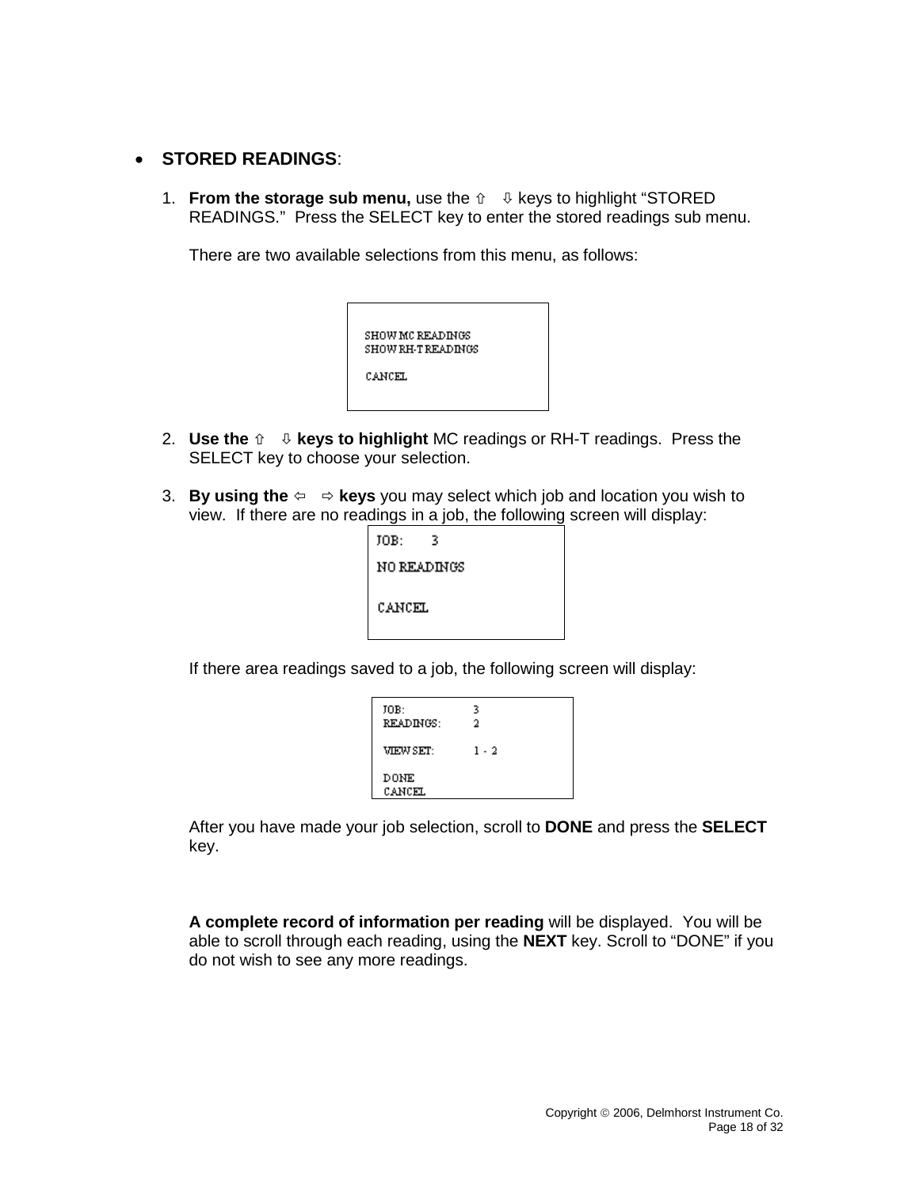- **STORED READINGS**:

1. **From the storage sub menu,** use the ⇧ ⇩ keys to highlight "STORED READINGS." Press the SELECT key to enter the stored readings sub menu.

   There are two available selections from this menu, as follows:

   ```
   SHOW MC READINGS
   SHOW RH-T READINGS

   CANCEL
   ```

2. **Use the ⇧ ⇩ keys to highlight** MC readings or RH-T readings. Press the SELECT key to choose your selection.

3. **By using the ⇦ ⇨ keys** you may select which job and location you wish to view. If there are no readings in a job, the following screen will display:

   ```
   JOB:     3
   NO READINGS

   CANCEL
   ```

   If there area readings saved to a job, the following screen will display:

   ```
   JOB:           3
   READINGS:      2

   VIEW SET:      1 - 2

   DONE
   CANCEL
   ```

   After you have made your job selection, scroll to **DONE** and press the **SELECT** key.

   **A complete record of information per reading** will be displayed. You will be able to scroll through each reading, using the **NEXT** key. Scroll to "DONE" if you do not wish to see any more readings.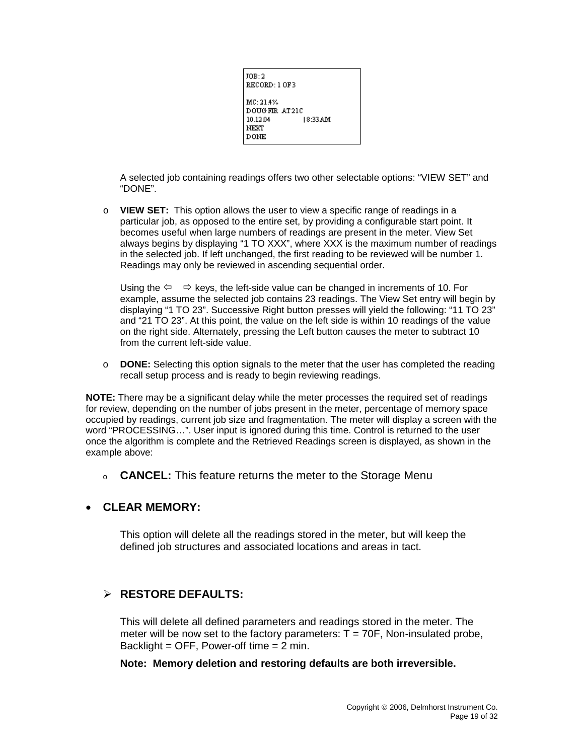```
JOB: 2
RECORD: 1 OF 3

MC: 21.4%
DOUG FIR  AT 21C
10.12.04          |8:33AM
NEXT
DONE
```

A selected job containing readings offers two other selectable options: “VIEW SET” and “DONE”.

- **VIEW SET:** This option allows the user to view a specific range of readings in a particular job, as opposed to the entire set, by providing a configurable start point. It becomes useful when large numbers of readings are present in the meter. View Set always begins by displaying “1 TO XXX”, where XXX is the maximum number of readings in the selected job. If left unchanged, the first reading to be reviewed will be number 1. Readings may only be reviewed in ascending sequential order.

  Using the ⇦ ⇨ keys, the left-side value can be changed in increments of 10. For example, assume the selected job contains 23 readings. The View Set entry will begin by displaying “1 TO 23”. Successive Right button presses will yield the following: “11 TO 23” and “21 TO 23”. At this point, the value on the left side is within 10 readings of the value on the right side. Alternately, pressing the Left button causes the meter to subtract 10 from the current left-side value.

- **DONE:** Selecting this option signals to the meter that the user has completed the reading recall setup process and is ready to begin reviewing readings.

**NOTE:** There may be a significant delay while the meter processes the required set of readings for review, depending on the number of jobs present in the meter, percentage of memory space occupied by readings, current job size and fragmentation. The meter will display a screen with the word “PROCESSING…”. User input is ignored during this time. Control is returned to the user once the algorithm is complete and the Retrieved Readings screen is displayed, as shown in the example above:

- **CANCEL:** This feature returns the meter to the Storage Menu

- **CLEAR MEMORY:**

  This option will delete all the readings stored in the meter, but will keep the defined job structures and associated locations and areas in tact.

- **RESTORE DEFAULTS:**

  This will delete all defined parameters and readings stored in the meter. The meter will be now set to the factory parameters: T = 70F, Non-insulated probe, Backlight = OFF, Power-off time = 2 min.

  **Note: Memory deletion and restoring defaults are both irreversible.**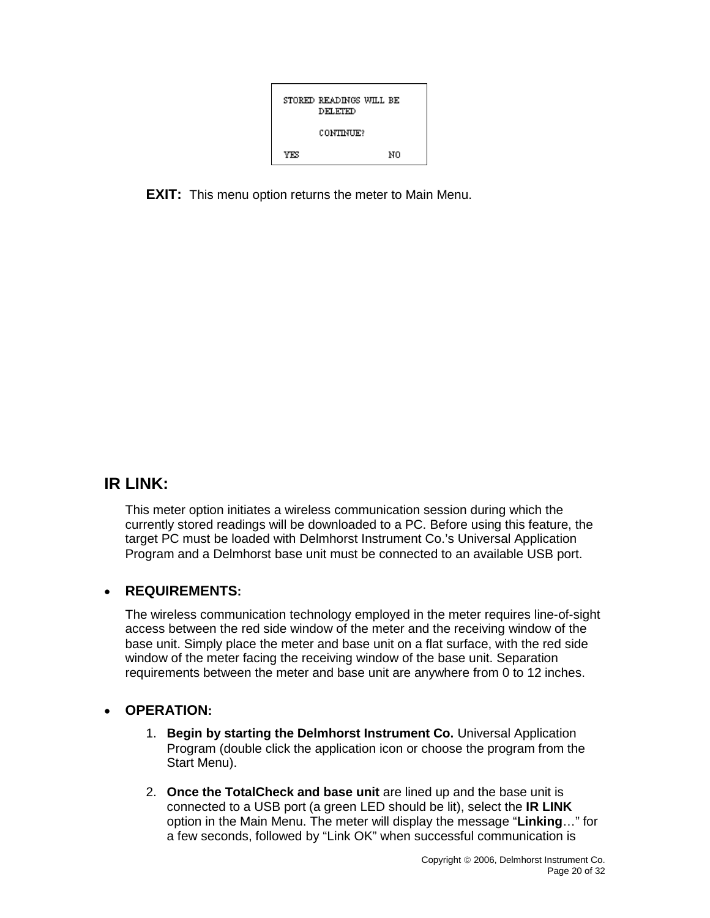```
STORED READINGS WILL BE
       DELETED

       CONTINUE?

YES                NO
```

**EXIT:** This menu option returns the meter to Main Menu.

## IR LINK:

This meter option initiates a wireless communication session during which the currently stored readings will be downloaded to a PC. Before using this feature, the target PC must be loaded with Delmhorst Instrument Co.'s Universal Application Program and a Delmhorst base unit must be connected to an available USB port.

- **REQUIREMENTS:**

  The wireless communication technology employed in the meter requires line-of-sight access between the red side window of the meter and the receiving window of the base unit. Simply place the meter and base unit on a flat surface, with the red side window of the meter facing the receiving window of the base unit. Separation requirements between the meter and base unit are anywhere from 0 to 12 inches.

- **OPERATION:**

  1. **Begin by starting the Delmhorst Instrument Co.** Universal Application Program (double click the application icon or choose the program from the Start Menu).

  2. **Once the TotalCheck and base unit** are lined up and the base unit is connected to a USB port (a green LED should be lit), select the **IR LINK** option in the Main Menu. The meter will display the message "**Linking**…" for a few seconds, followed by "Link OK" when successful communication is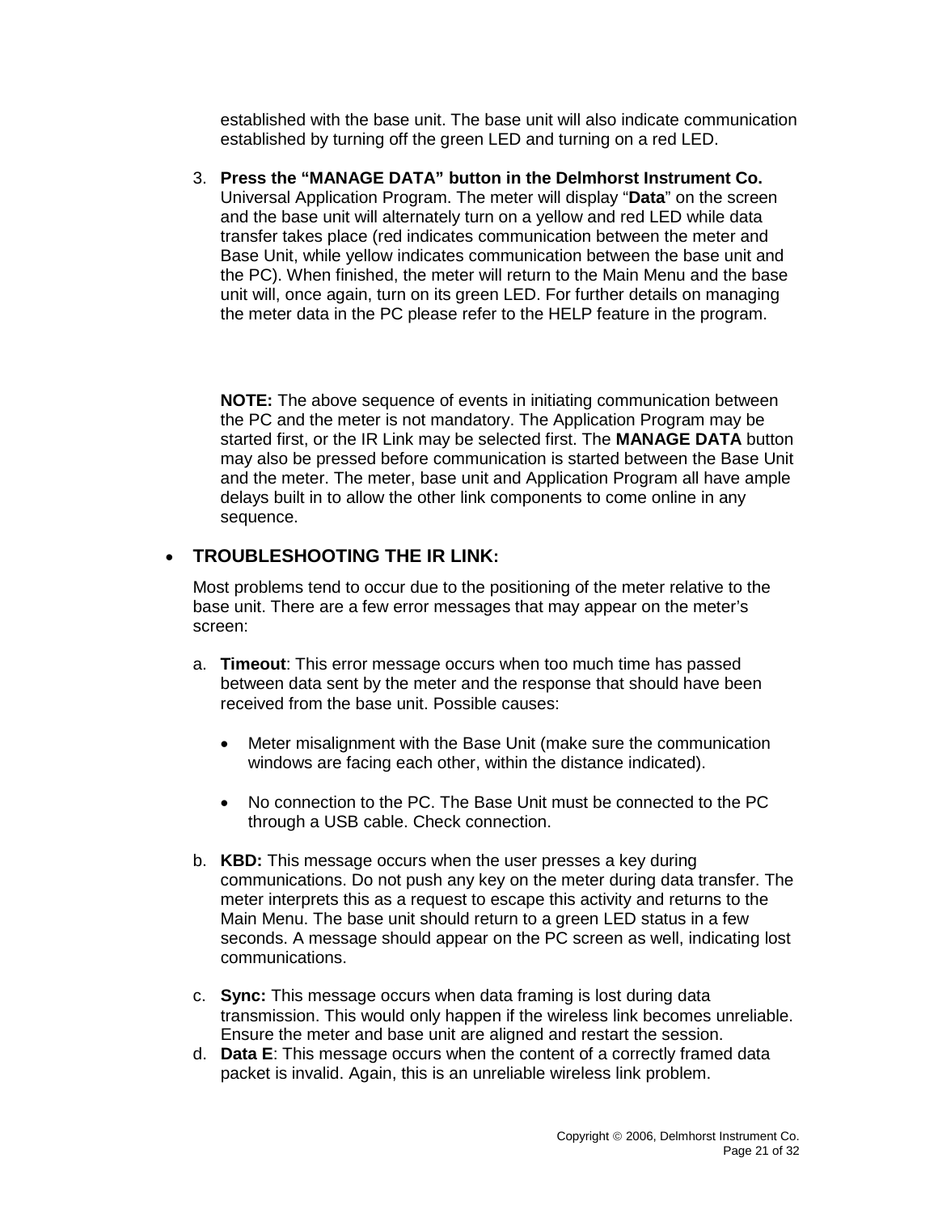established with the base unit. The base unit will also indicate communication established by turning off the green LED and turning on a red LED.

3. **Press the "MANAGE DATA" button in the Delmhorst Instrument Co.** Universal Application Program. The meter will display "**Data**" on the screen and the base unit will alternately turn on a yellow and red LED while data transfer takes place (red indicates communication between the meter and Base Unit, while yellow indicates communication between the base unit and the PC). When finished, the meter will return to the Main Menu and the base unit will, once again, turn on its green LED. For further details on managing the meter data in the PC please refer to the HELP feature in the program.

**NOTE:** The above sequence of events in initiating communication between the PC and the meter is not mandatory. The Application Program may be started first, or the IR Link may be selected first. The **MANAGE DATA** button may also be pressed before communication is started between the Base Unit and the meter. The meter, base unit and Application Program all have ample delays built in to allow the other link components to come online in any sequence.

- **TROUBLESHOOTING THE IR LINK:**

Most problems tend to occur due to the positioning of the meter relative to the base unit. There are a few error messages that may appear on the meter's screen:

a. **Timeout**: This error message occurs when too much time has passed between data sent by the meter and the response that should have been received from the base unit. Possible causes:

   - Meter misalignment with the Base Unit (make sure the communication windows are facing each other, within the distance indicated).

   - No connection to the PC. The Base Unit must be connected to the PC through a USB cable. Check connection.

b. **KBD:** This message occurs when the user presses a key during communications. Do not push any key on the meter during data transfer. The meter interprets this as a request to escape this activity and returns to the Main Menu. The base unit should return to a green LED status in a few seconds. A message should appear on the PC screen as well, indicating lost communications.

c. **Sync:** This message occurs when data framing is lost during data transmission. This would only happen if the wireless link becomes unreliable. Ensure the meter and base unit are aligned and restart the session.

d. **Data E**: This message occurs when the content of a correctly framed data packet is invalid. Again, this is an unreliable wireless link problem.

Copyright © 2006, Delmhorst Instrument Co.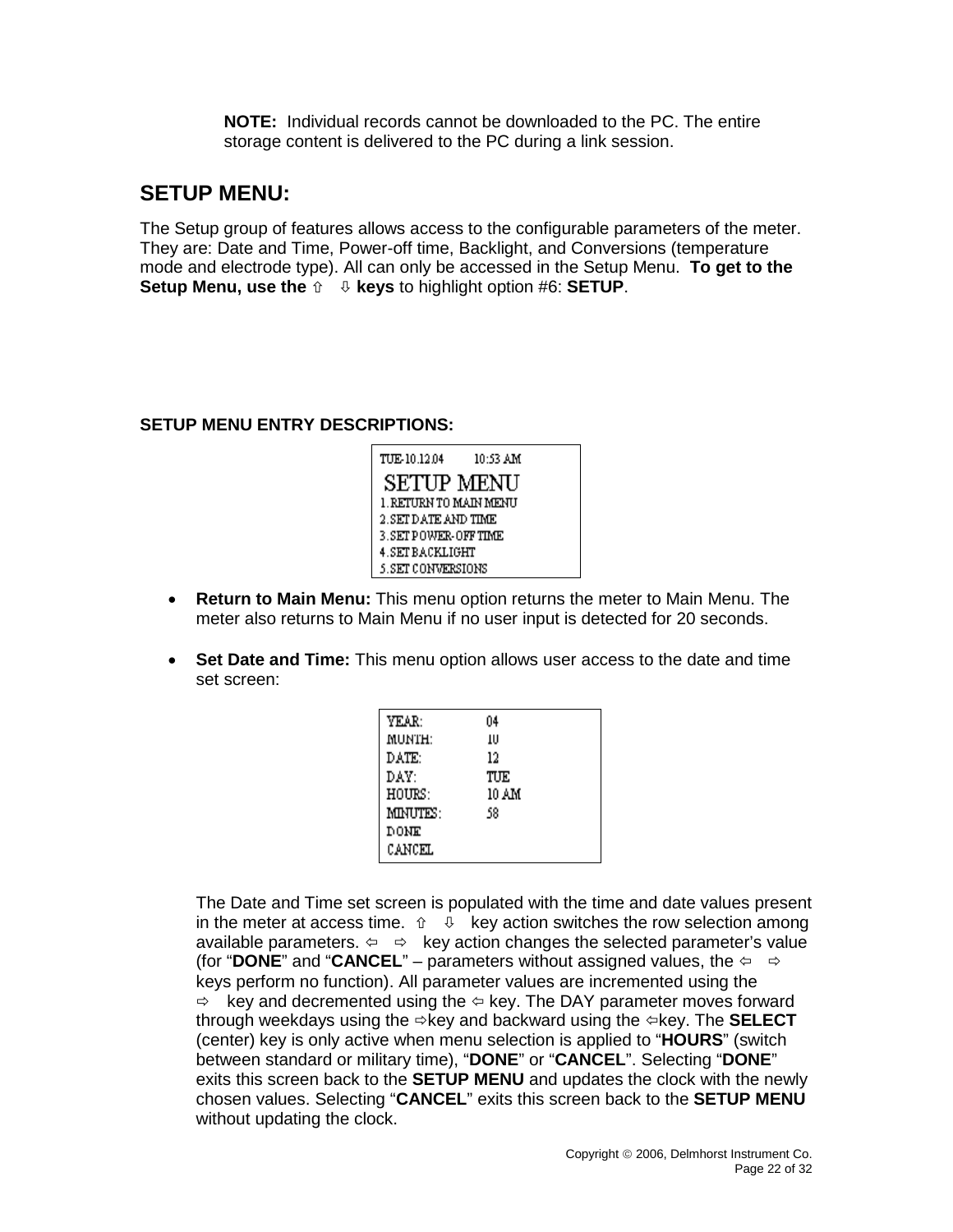**NOTE:** Individual records cannot be downloaded to the PC. The entire storage content is delivered to the PC during a link session.

## SETUP MENU:

The Setup group of features allows access to the configurable parameters of the meter. They are: Date and Time, Power-off time, Backlight, and Conversions (temperature mode and electrode type). All can only be accessed in the Setup Menu. **To get to the Setup Menu, use the ⇧ ⇩ keys** to highlight option #6: **SETUP**.

**SETUP MENU ENTRY DESCRIPTIONS:**

```
TUE-10.12.04        10:53 AM
SETUP MENU
1.RETURN TO MAIN MENU
2.SET DATE AND TIME
3.SET POWER-OFF TIME
4.SET BACKLIGHT
5.SET CONVERSIONS
```

- **Return to Main Menu:** This menu option returns the meter to Main Menu. The meter also returns to Main Menu if no user input is detected for 20 seconds.

- **Set Date and Time:** This menu option allows user access to the date and time set screen:

```
YEAR:       04
MONTH:      10
DATE:       12
DAY:        TUE
HOURS:      10 AM
MINUTES:    58
DONE
CANCEL
```

The Date and Time set screen is populated with the time and date values present in the meter at access time. ⇧ ⇩ key action switches the row selection among available parameters. ⇦ ⇨ key action changes the selected parameter's value (for "**DONE**" and "**CANCEL**" – parameters without assigned values, the ⇦ ⇨ keys perform no function). All parameter values are incremented using the ⇨ key and decremented using the ⇦ key. The DAY parameter moves forward through weekdays using the ⇨key and backward using the ⇦key. The **SELECT** (center) key is only active when menu selection is applied to "**HOURS**" (switch between standard or military time), "**DONE**" or "**CANCEL**". Selecting "**DONE**" exits this screen back to the **SETUP MENU** and updates the clock with the newly chosen values. Selecting "**CANCEL**" exits this screen back to the **SETUP MENU** without updating the clock.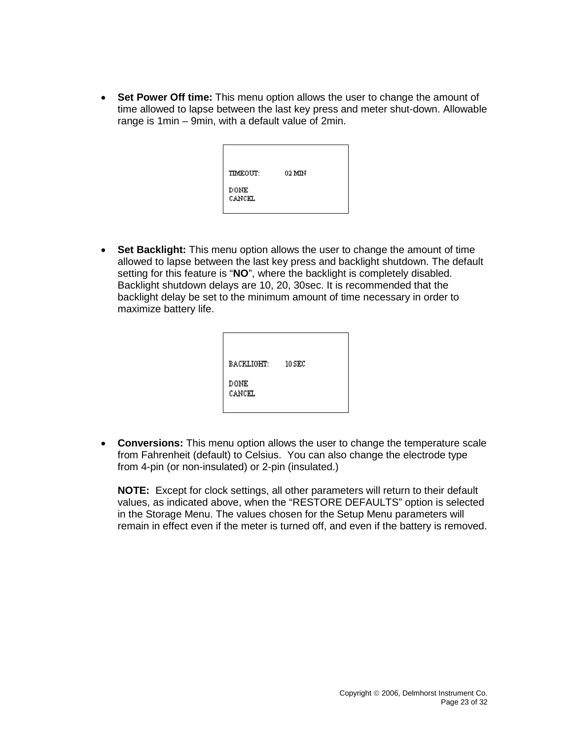- **Set Power Off time:** This menu option allows the user to change the amount of time allowed to lapse between the last key press and meter shut-down. Allowable range is 1min – 9min, with a default value of 2min.

```
TIMEOUT:      02 MIN

DONE
CANCEL
```

- **Set Backlight:** This menu option allows the user to change the amount of time allowed to lapse between the last key press and backlight shutdown. The default setting for this feature is "**NO**", where the backlight is completely disabled. Backlight shutdown delays are 10, 20, 30sec. It is recommended that the backlight delay be set to the minimum amount of time necessary in order to maximize battery life.

```
BACKLIGHT:    10 SEC

DONE
CANCEL
```

- **Conversions:** This menu option allows the user to change the temperature scale from Fahrenheit (default) to Celsius. You can also change the electrode type from 4-pin (or non-insulated) or 2-pin (insulated.)

  **NOTE:** Except for clock settings, all other parameters will return to their default values, as indicated above, when the "RESTORE DEFAULTS" option is selected in the Storage Menu. The values chosen for the Setup Menu parameters will remain in effect even if the meter is turned off, and even if the battery is removed.

Copyright © 2006, Delmhorst Instrument Co.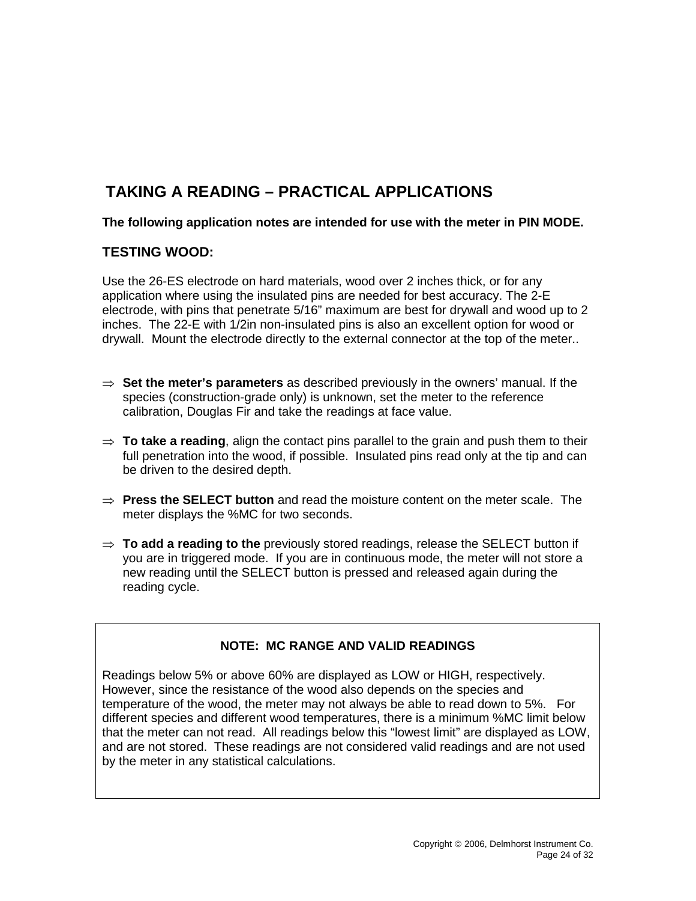## TAKING A READING – PRACTICAL APPLICATIONS

**The following application notes are intended for use with the meter in PIN MODE.**

### TESTING WOOD:

Use the 26-ES electrode on hard materials, wood over 2 inches thick, or for any application where using the insulated pins are needed for best accuracy. The 2-E electrode, with pins that penetrate 5/16" maximum are best for drywall and wood up to 2 inches. The 22-E with 1/2in non-insulated pins is also an excellent option for wood or drywall. Mount the electrode directly to the external connector at the top of the meter..

⇒ **Set the meter's parameters** as described previously in the owners' manual. If the species (construction-grade only) is unknown, set the meter to the reference calibration, Douglas Fir and take the readings at face value.

⇒ **To take a reading**, align the contact pins parallel to the grain and push them to their full penetration into the wood, if possible. Insulated pins read only at the tip and can be driven to the desired depth.

⇒ **Press the SELECT button** and read the moisture content on the meter scale. The meter displays the %MC for two seconds.

⇒ **To add a reading to the** previously stored readings, release the SELECT button if you are in triggered mode. If you are in continuous mode, the meter will not store a new reading until the SELECT button is pressed and released again during the reading cycle.

**NOTE: MC RANGE AND VALID READINGS**

Readings below 5% or above 60% are displayed as LOW or HIGH, respectively. However, since the resistance of the wood also depends on the species and temperature of the wood, the meter may not always be able to read down to 5%. For different species and different wood temperatures, there is a minimum %MC limit below that the meter can not read. All readings below this "lowest limit" are displayed as LOW, and are not stored. These readings are not considered valid readings and are not used by the meter in any statistical calculations.

Copyright © 2006, Delmhorst Instrument Co.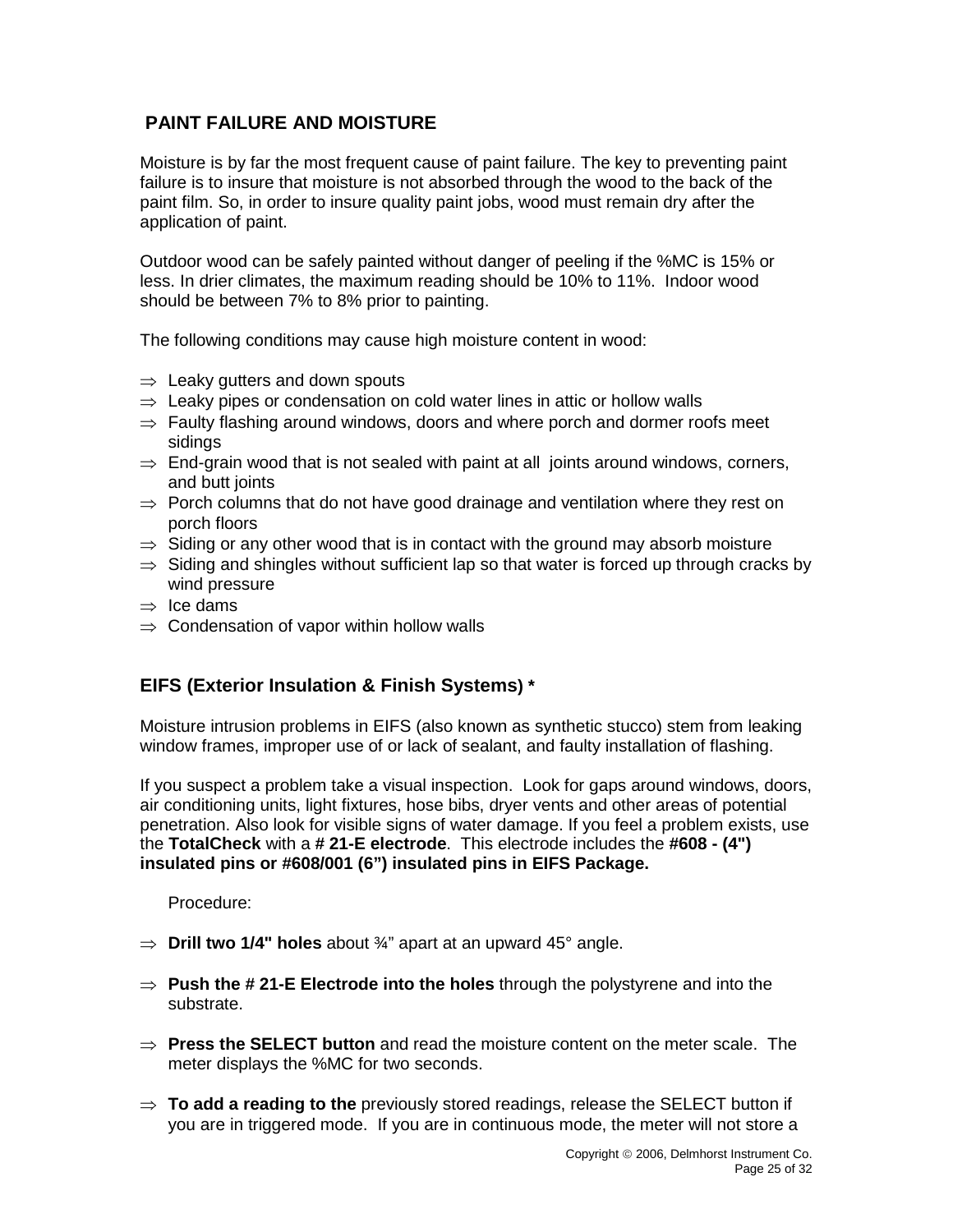## PAINT FAILURE AND MOISTURE

Moisture is by far the most frequent cause of paint failure. The key to preventing paint failure is to insure that moisture is not absorbed through the wood to the back of the paint film. So, in order to insure quality paint jobs, wood must remain dry after the application of paint.

Outdoor wood can be safely painted without danger of peeling if the %MC is 15% or less. In drier climates, the maximum reading should be 10% to 11%. Indoor wood should be between 7% to 8% prior to painting.

The following conditions may cause high moisture content in wood:

- ⇒ Leaky gutters and down spouts
- ⇒ Leaky pipes or condensation on cold water lines in attic or hollow walls
- ⇒ Faulty flashing around windows, doors and where porch and dormer roofs meet sidings
- ⇒ End-grain wood that is not sealed with paint at all joints around windows, corners, and butt joints
- ⇒ Porch columns that do not have good drainage and ventilation where they rest on porch floors
- ⇒ Siding or any other wood that is in contact with the ground may absorb moisture
- ⇒ Siding and shingles without sufficient lap so that water is forced up through cracks by wind pressure
- ⇒ Ice dams
- ⇒ Condensation of vapor within hollow walls

## EIFS (Exterior Insulation & Finish Systems) *

Moisture intrusion problems in EIFS (also known as synthetic stucco) stem from leaking window frames, improper use of or lack of sealant, and faulty installation of flashing.

If you suspect a problem take a visual inspection. Look for gaps around windows, doors, air conditioning units, light fixtures, hose bibs, dryer vents and other areas of potential penetration. Also look for visible signs of water damage. If you feel a problem exists, use the **TotalCheck** with a **# 21-E electrode**. This electrode includes the **#608 - (4") insulated pins or #608/001 (6") insulated pins in EIFS Package.**

Procedure:

- ⇒ **Drill two 1/4" holes** about ¾" apart at an upward 45° angle.
- ⇒ **Push the # 21-E Electrode into the holes** through the polystyrene and into the substrate.
- ⇒ **Press the SELECT button** and read the moisture content on the meter scale. The meter displays the %MC for two seconds.
- ⇒ **To add a reading to the** previously stored readings, release the SELECT button if you are in triggered mode. If you are in continuous mode, the meter will not store a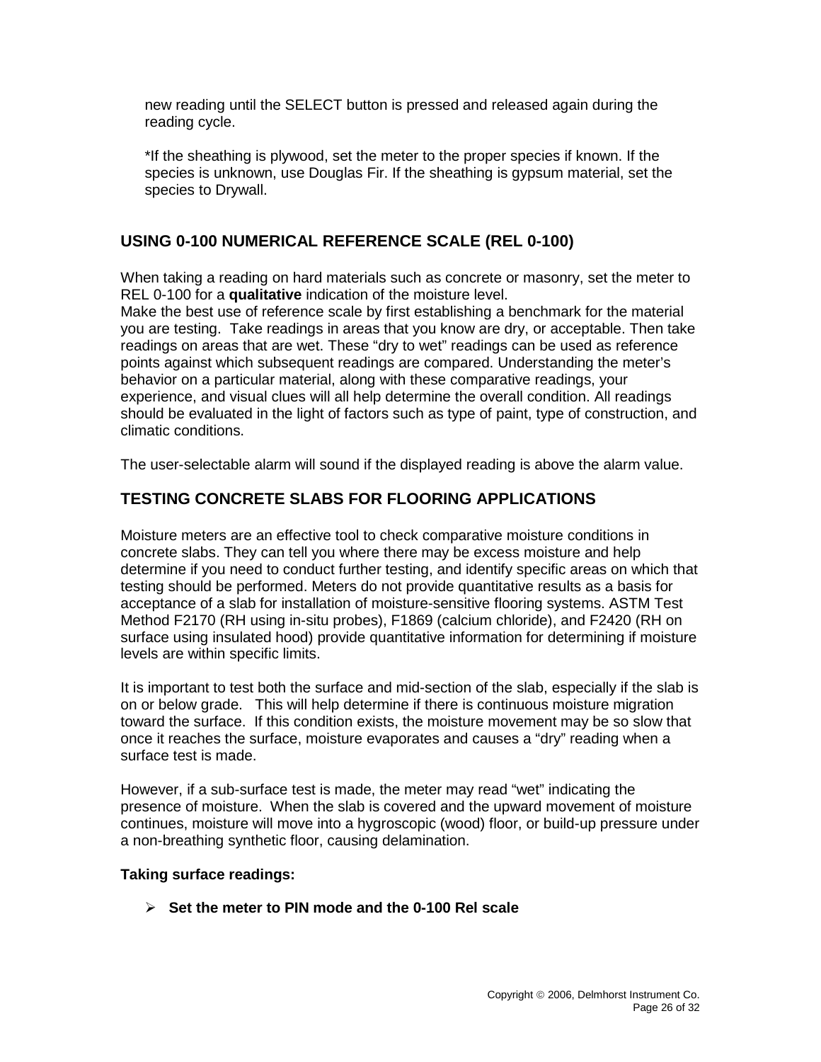new reading until the SELECT button is pressed and released again during the reading cycle.

*If the sheathing is plywood, set the meter to the proper species if known. If the species is unknown, use Douglas Fir. If the sheathing is gypsum material, set the species to Drywall.

## USING 0-100 NUMERICAL REFERENCE SCALE (REL 0-100)

When taking a reading on hard materials such as concrete or masonry, set the meter to REL 0-100 for a **qualitative** indication of the moisture level.
Make the best use of reference scale by first establishing a benchmark for the material you are testing. Take readings in areas that you know are dry, or acceptable. Then take readings on areas that are wet. These "dry to wet" readings can be used as reference points against which subsequent readings are compared. Understanding the meter's behavior on a particular material, along with these comparative readings, your experience, and visual clues will all help determine the overall condition. All readings should be evaluated in the light of factors such as type of paint, type of construction, and climatic conditions.

The user-selectable alarm will sound if the displayed reading is above the alarm value.

## TESTING CONCRETE SLABS FOR FLOORING APPLICATIONS

Moisture meters are an effective tool to check comparative moisture conditions in concrete slabs. They can tell you where there may be excess moisture and help determine if you need to conduct further testing, and identify specific areas on which that testing should be performed. Meters do not provide quantitative results as a basis for acceptance of a slab for installation of moisture-sensitive flooring systems. ASTM Test Method F2170 (RH using in-situ probes), F1869 (calcium chloride), and F2420 (RH on surface using insulated hood) provide quantitative information for determining if moisture levels are within specific limits.

It is important to test both the surface and mid-section of the slab, especially if the slab is on or below grade. This will help determine if there is continuous moisture migration toward the surface. If this condition exists, the moisture movement may be so slow that once it reaches the surface, moisture evaporates and causes a "dry" reading when a surface test is made.

However, if a sub-surface test is made, the meter may read "wet" indicating the presence of moisture. When the slab is covered and the upward movement of moisture continues, moisture will move into a hygroscopic (wood) floor, or build-up pressure under a non-breathing synthetic floor, causing delamination.

**Taking surface readings:**

- **Set the meter to PIN mode and the 0-100 Rel scale**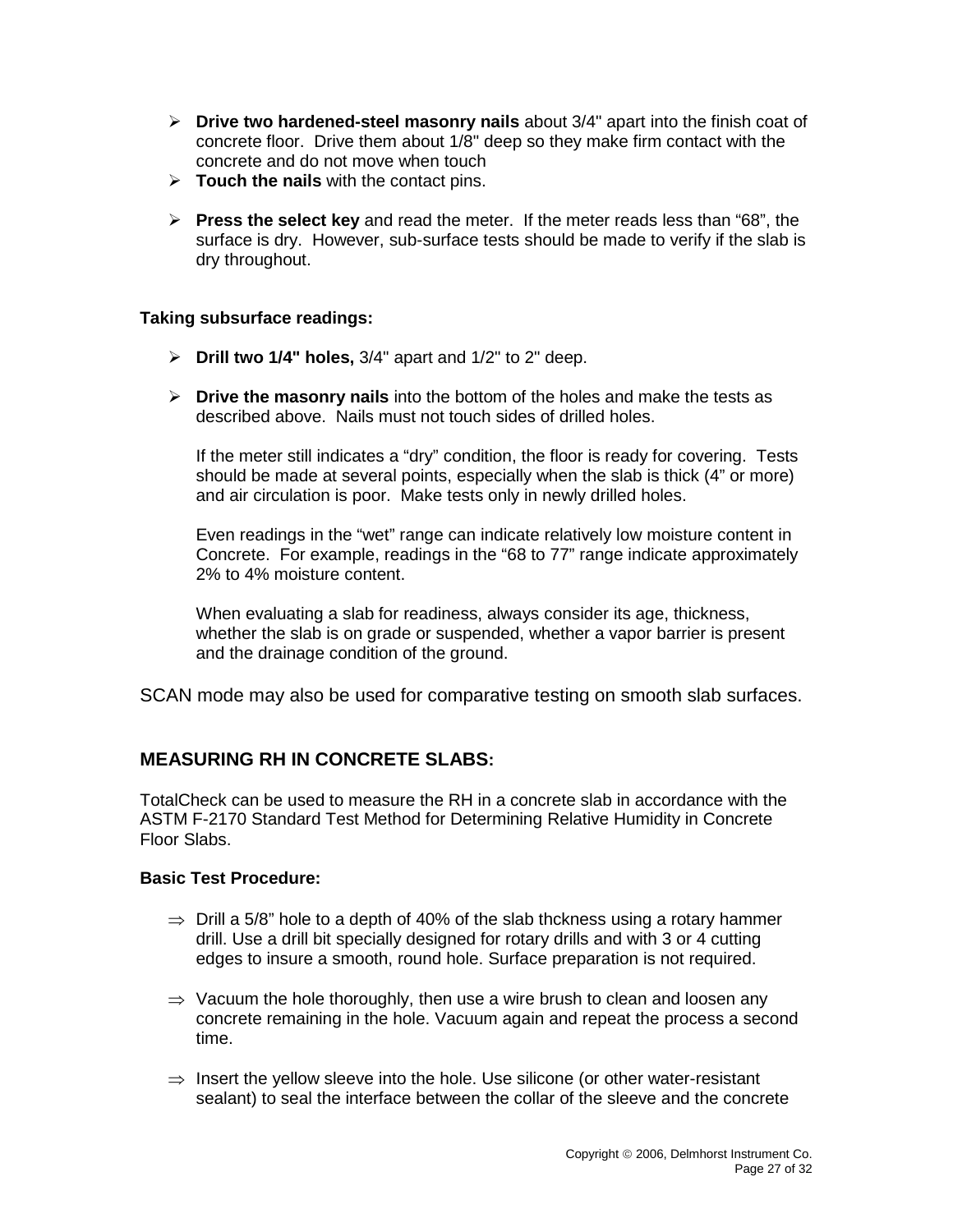- **Drive two hardened-steel masonry nails** about 3/4" apart into the finish coat of concrete floor. Drive them about 1/8" deep so they make firm contact with the concrete and do not move when touch
- **Touch the nails** with the contact pins.
- **Press the select key** and read the meter. If the meter reads less than “68”, the surface is dry. However, sub-surface tests should be made to verify if the slab is dry throughout.

**Taking subsurface readings:**

- **Drill two 1/4" holes,** 3/4" apart and 1/2" to 2" deep.
- **Drive the masonry nails** into the bottom of the holes and make the tests as described above. Nails must not touch sides of drilled holes.

  If the meter still indicates a “dry” condition, the floor is ready for covering. Tests should be made at several points, especially when the slab is thick (4” or more) and air circulation is poor. Make tests only in newly drilled holes.

  Even readings in the “wet” range can indicate relatively low moisture content in Concrete. For example, readings in the “68 to 77” range indicate approximately 2% to 4% moisture content.

  When evaluating a slab for readiness, always consider its age, thickness, whether the slab is on grade or suspended, whether a vapor barrier is present and the drainage condition of the ground.

SCAN mode may also be used for comparative testing on smooth slab surfaces.

## MEASURING RH IN CONCRETE SLABS:

TotalCheck can be used to measure the RH in a concrete slab in accordance with the ASTM F-2170 Standard Test Method for Determining Relative Humidity in Concrete Floor Slabs.

**Basic Test Procedure:**

⇒ Drill a 5/8” hole to a depth of 40% of the slab thckness using a rotary hammer drill. Use a drill bit specially designed for rotary drills and with 3 or 4 cutting edges to insure a smooth, round hole. Surface preparation is not required.

⇒ Vacuum the hole thoroughly, then use a wire brush to clean and loosen any concrete remaining in the hole. Vacuum again and repeat the process a second time.

⇒ Insert the yellow sleeve into the hole. Use silicone (or other water-resistant sealant) to seal the interface between the collar of the sleeve and the concrete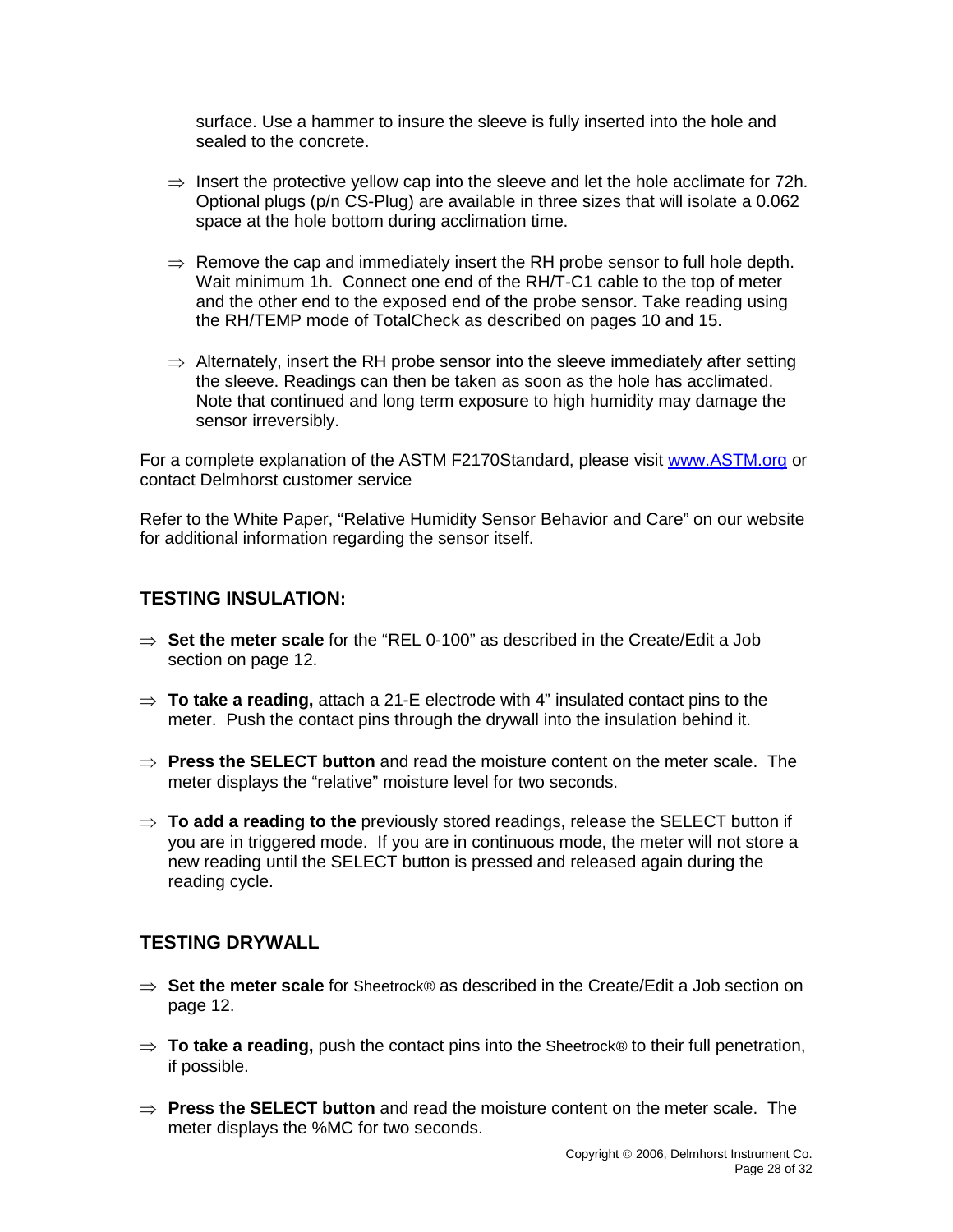surface. Use a hammer to insure the sleeve is fully inserted into the hole and sealed to the concrete.

⇒ Insert the protective yellow cap into the sleeve and let the hole acclimate for 72h. Optional plugs (p/n CS-Plug) are available in three sizes that will isolate a 0.062 space at the hole bottom during acclimation time.

⇒ Remove the cap and immediately insert the RH probe sensor to full hole depth. Wait minimum 1h. Connect one end of the RH/T-C1 cable to the top of meter and the other end to the exposed end of the probe sensor. Take reading using the RH/TEMP mode of TotalCheck as described on pages 10 and 15.

⇒ Alternately, insert the RH probe sensor into the sleeve immediately after setting the sleeve. Readings can then be taken as soon as the hole has acclimated. Note that continued and long term exposure to high humidity may damage the sensor irreversibly.

For a complete explanation of the ASTM F2170Standard, please visit www.ASTM.org or contact Delmhorst customer service

Refer to the White Paper, "Relative Humidity Sensor Behavior and Care" on our website for additional information regarding the sensor itself.

## TESTING INSULATION:

⇒ **Set the meter scale** for the "REL 0-100" as described in the Create/Edit a Job section on page 12.

⇒ **To take a reading,** attach a 21-E electrode with 4" insulated contact pins to the meter. Push the contact pins through the drywall into the insulation behind it.

⇒ **Press the SELECT button** and read the moisture content on the meter scale. The meter displays the "relative" moisture level for two seconds.

⇒ **To add a reading to the** previously stored readings, release the SELECT button if you are in triggered mode. If you are in continuous mode, the meter will not store a new reading until the SELECT button is pressed and released again during the reading cycle.

## TESTING DRYWALL

⇒ **Set the meter scale** for Sheetrock® as described in the Create/Edit a Job section on page 12.

⇒ **To take a reading,** push the contact pins into the Sheetrock® to their full penetration, if possible.

⇒ **Press the SELECT button** and read the moisture content on the meter scale. The meter displays the %MC for two seconds.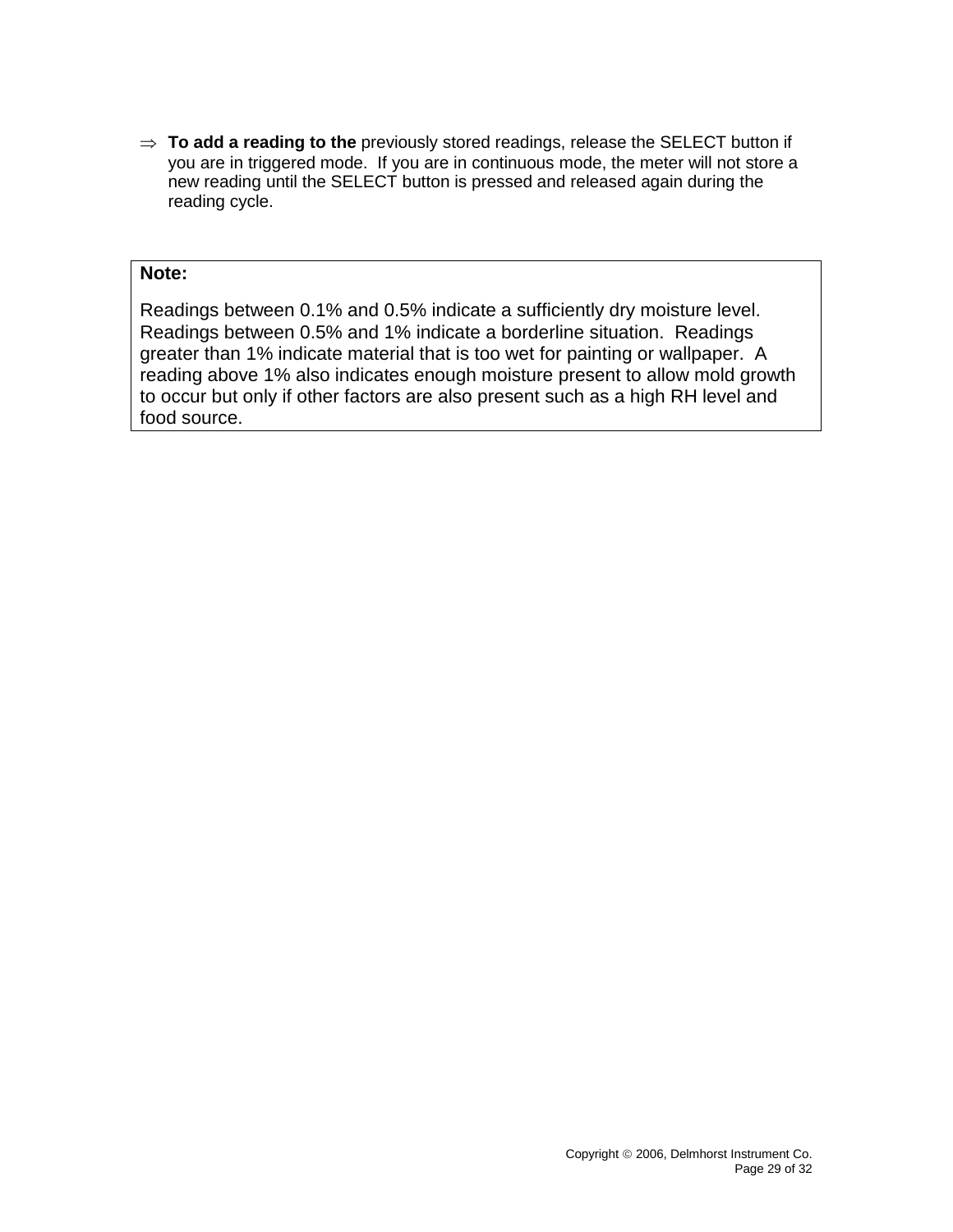⇒ **To add a reading to the** previously stored readings, release the SELECT button if you are in triggered mode.  If you are in continuous mode, the meter will not store a new reading until the SELECT button is pressed and released again during the reading cycle.

> **Note:**
>
> Readings between 0.1% and 0.5% indicate a sufficiently dry moisture level.  Readings between 0.5% and 1% indicate a borderline situation.  Readings greater than 1% indicate material that is too wet for painting or wallpaper.  A reading above 1% also indicates enough moisture present to allow mold growth to occur but only if other factors are also present such as a high RH level and food source.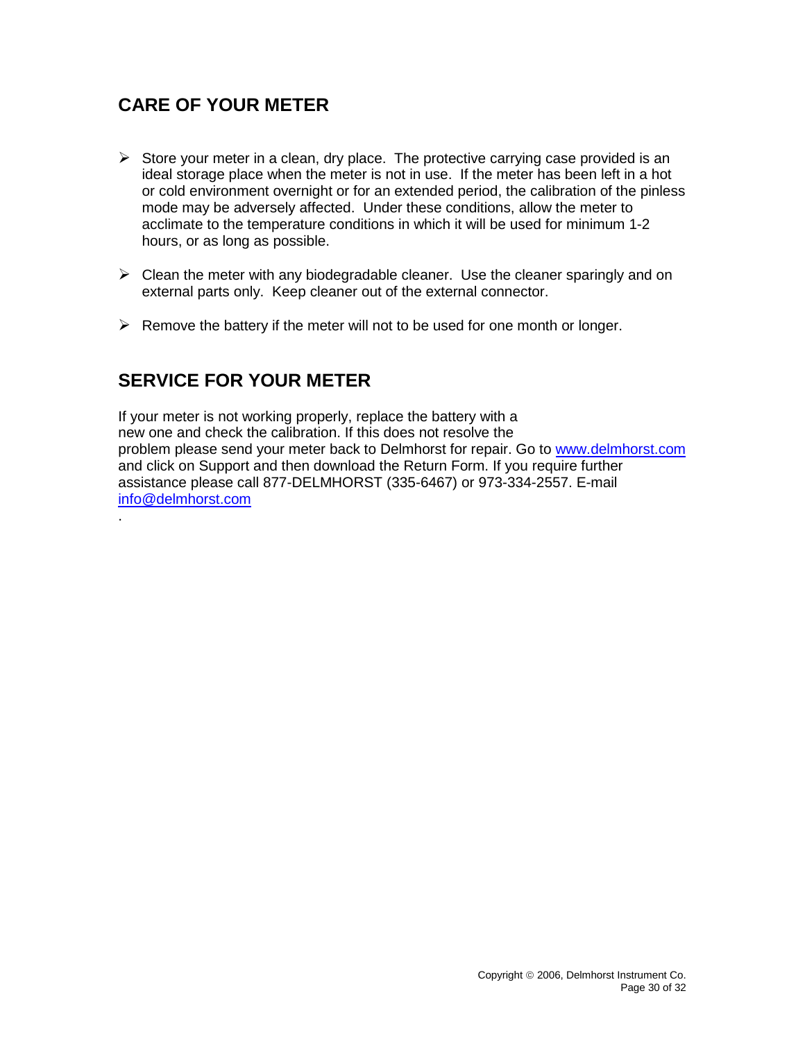## CARE OF YOUR METER

- Store your meter in a clean, dry place. The protective carrying case provided is an ideal storage place when the meter is not in use. If the meter has been left in a hot or cold environment overnight or for an extended period, the calibration of the pinless mode may be adversely affected. Under these conditions, allow the meter to acclimate to the temperature conditions in which it will be used for minimum 1-2 hours, or as long as possible.
- Clean the meter with any biodegradable cleaner. Use the cleaner sparingly and on external parts only. Keep cleaner out of the external connector.
- Remove the battery if the meter will not to be used for one month or longer.

## SERVICE FOR YOUR METER

If your meter is not working properly, replace the battery with a new one and check the calibration. If this does not resolve the problem please send your meter back to Delmhorst for repair. Go to www.delmhorst.com and click on Support and then download the Return Form. If you require further assistance please call 877-DELMHORST (335-6467) or 973-334-2557. E-mail info@delmhorst.com
.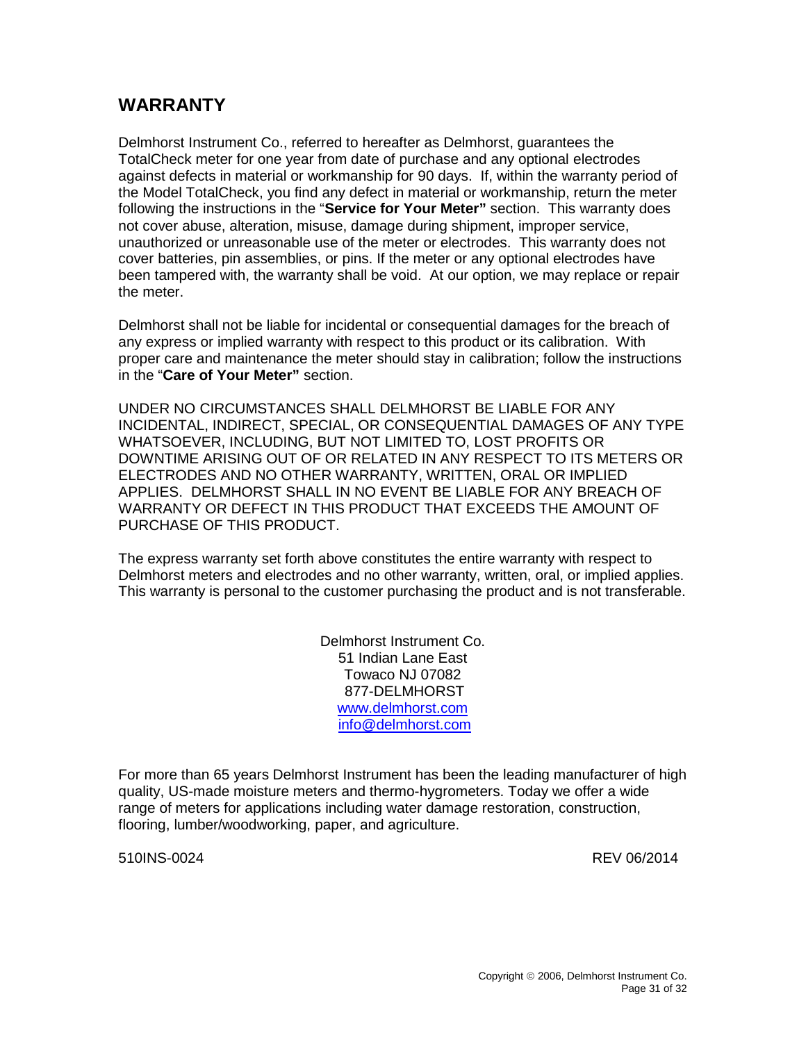## WARRANTY

Delmhorst Instrument Co., referred to hereafter as Delmhorst, guarantees the TotalCheck meter for one year from date of purchase and any optional electrodes against defects in material or workmanship for 90 days. If, within the warranty period of the Model TotalCheck, you find any defect in material or workmanship, return the meter following the instructions in the "**Service for Your Meter"** section. This warranty does not cover abuse, alteration, misuse, damage during shipment, improper service, unauthorized or unreasonable use of the meter or electrodes. This warranty does not cover batteries, pin assemblies, or pins. If the meter or any optional electrodes have been tampered with, the warranty shall be void. At our option, we may replace or repair the meter.

Delmhorst shall not be liable for incidental or consequential damages for the breach of any express or implied warranty with respect to this product or its calibration. With proper care and maintenance the meter should stay in calibration; follow the instructions in the "**Care of Your Meter"** section.

UNDER NO CIRCUMSTANCES SHALL DELMHORST BE LIABLE FOR ANY INCIDENTAL, INDIRECT, SPECIAL, OR CONSEQUENTIAL DAMAGES OF ANY TYPE WHATSOEVER, INCLUDING, BUT NOT LIMITED TO, LOST PROFITS OR DOWNTIME ARISING OUT OF OR RELATED IN ANY RESPECT TO ITS METERS OR ELECTRODES AND NO OTHER WARRANTY, WRITTEN, ORAL OR IMPLIED APPLIES. DELMHORST SHALL IN NO EVENT BE LIABLE FOR ANY BREACH OF WARRANTY OR DEFECT IN THIS PRODUCT THAT EXCEEDS THE AMOUNT OF PURCHASE OF THIS PRODUCT.

The express warranty set forth above constitutes the entire warranty with respect to Delmhorst meters and electrodes and no other warranty, written, oral, or implied applies. This warranty is personal to the customer purchasing the product and is not transferable.

Delmhorst Instrument Co.
51 Indian Lane East
Towaco NJ 07082
877-DELMHORST
www.delmhorst.com
info@delmhorst.com

For more than 65 years Delmhorst Instrument has been the leading manufacturer of high quality, US-made moisture meters and thermo-hygrometers. Today we offer a wide range of meters for applications including water damage restoration, construction, flooring, lumber/woodworking, paper, and agriculture.

510INS-0024 REV 06/2014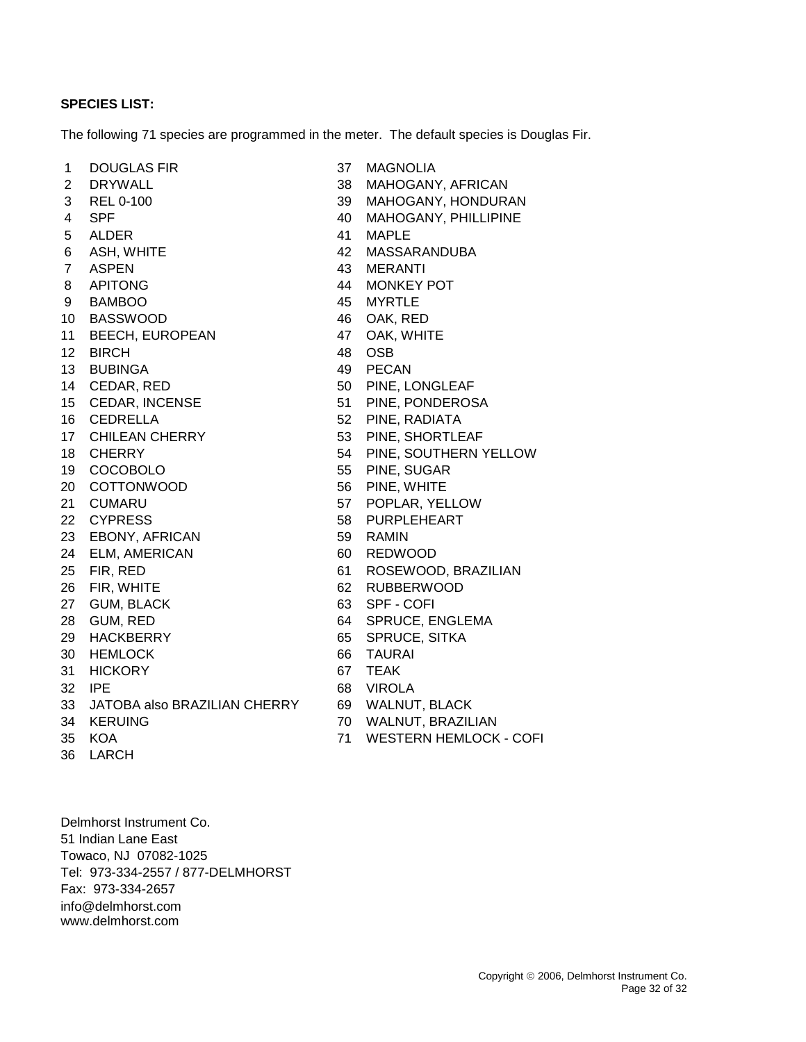**SPECIES LIST:**

The following 71 species are programmed in the meter. The default species is Douglas Fir.

1. DOUGLAS FIR
2. DRYWALL
3. REL 0-100
4. SPF
5. ALDER
6. ASH, WHITE
7. ASPEN
8. APITONG
9. BAMBOO
10. BASSWOOD
11. BEECH, EUROPEAN
12. BIRCH
13. BUBINGA
14. CEDAR, RED
15. CEDAR, INCENSE
16. CEDRELLA
17. CHILEAN CHERRY
18. CHERRY
19. COCOBOLO
20. COTTONWOOD
21. CUMARU
22. CYPRESS
23. EBONY, AFRICAN
24. ELM, AMERICAN
25. FIR, RED
26. FIR, WHITE
27. GUM, BLACK
28. GUM, RED
29. HACKBERRY
30. HEMLOCK
31. HICKORY
32. IPE
33. JATOBA also BRAZILIAN CHERRY
34. KERUING
35. KOA
36. LARCH
37. MAGNOLIA
38. MAHOGANY, AFRICAN
39. MAHOGANY, HONDURAN
40. MAHOGANY, PHILLIPINE
41. MAPLE
42. MASSARANDUBA
43. MERANTI
44. MONKEY POT
45. MYRTLE
46. OAK, RED
47. OAK, WHITE
48. OSB
49. PECAN
50. PINE, LONGLEAF
51. PINE, PONDEROSA
52. PINE, RADIATA
53. PINE, SHORTLEAF
54. PINE, SOUTHERN YELLOW
55. PINE, SUGAR
56. PINE, WHITE
57. POPLAR, YELLOW
58. PURPLEHEART
59. RAMIN
60. REDWOOD
61. ROSEWOOD, BRAZILIAN
62. RUBBERWOOD
63. SPF - COFI
64. SPRUCE, ENGLEMA
65. SPRUCE, SITKA
66. TAURAI
67. TEAK
68. VIROLA
69. WALNUT, BLACK
70. WALNUT, BRAZILIAN
71. WESTERN HEMLOCK - COFI

Delmhorst Instrument Co.
51 Indian Lane East
Towaco, NJ 07082-1025
Tel: 973-334-2557 / 877-DELMHORST
Fax: 973-334-2657
info@delmhorst.com
www.delmhorst.com

Copyright © 2006, Delmhorst Instrument Co.